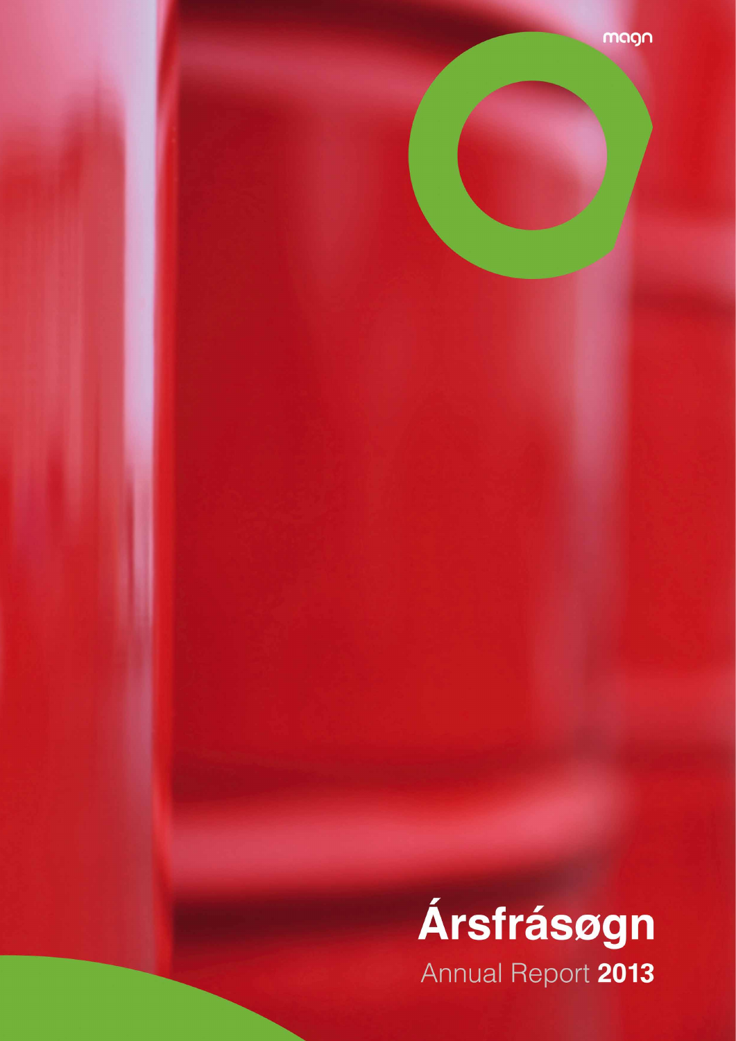magn

# Ársfrásøgn

Annual Report **2013**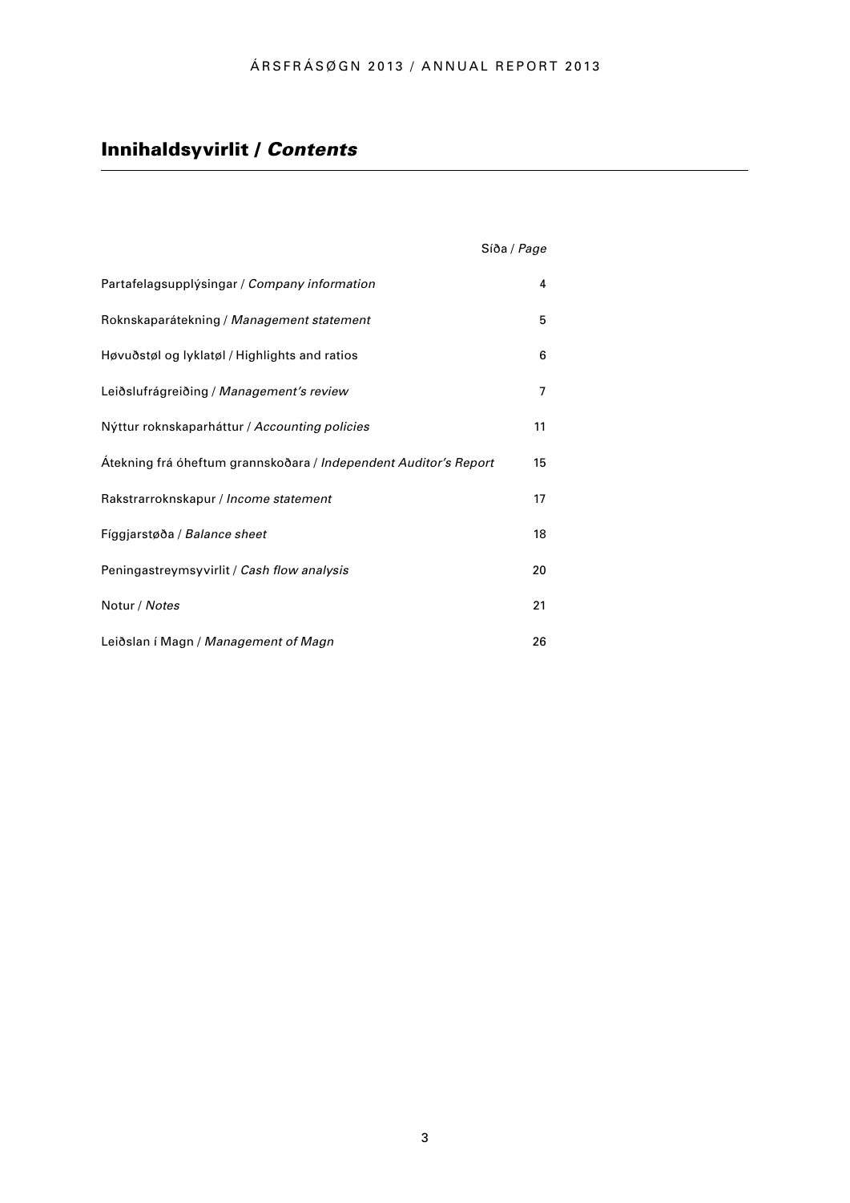# Innihaldsyvirlit / *Contents*

| | Síða / *Page* |
|---|---|
| Partafelagsupplýsingar / *Company information* | 4 |
| Roknskaparátekning / *Management statement* | 5 |
| Høvuðstøl og lyklatøl / Highlights and ratios | 6 |
| Leiðslufrágreiðing / *Management's review* | 7 |
| Nýttur roknskaparháttur / *Accounting policies* | 11 |
| Átekning frá óheftum grannskoðara / *Independent Auditor's Report* | 15 |
| Rakstrarroknskapur / *Income statement* | 17 |
| Fíggjarstøða / *Balance sheet* | 18 |
| Peningastreymsyvirlit / *Cash flow analysis* | 20 |
| Notur / *Notes* | 21 |
| Leiðslan í Magn / *Management of Magn* | 26 |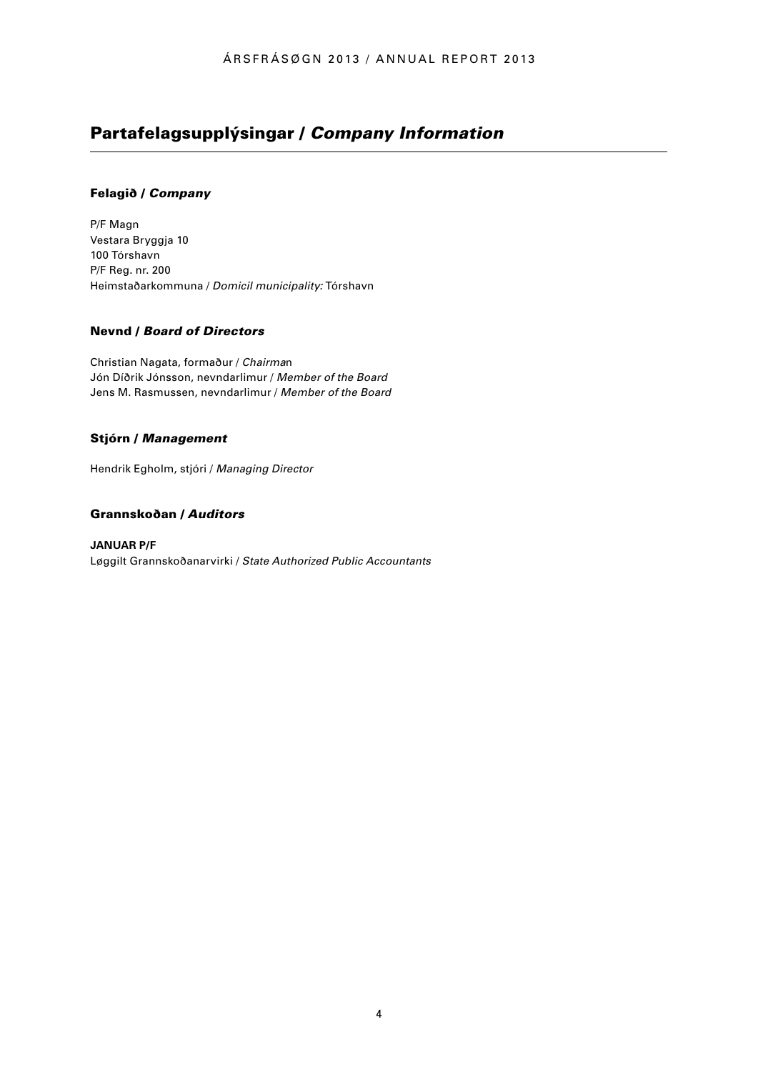## Partafelagsupplýsingar / *Company Information*

### Felagið / *Company*

P/F Magn
Vestara Bryggja 10
100 Tórshavn
P/F Reg. nr. 200
Heimstaðarkommuna / *Domicil municipality:* Tórshavn

### Nevnd / *Board of Directors*

Christian Nagata, formaður / *Chairma*n
Jón Díðrik Jónsson, nevndarlimur / *Member of the Board*
Jens M. Rasmussen, nevndarlimur / *Member of the Board*

### Stjórn / *Management*

Hendrik Egholm, stjóri / *Managing Director*

### Grannskoðan / *Auditors*

**JANUAR P/F**
Løggilt Grannskoðanarvirki / *State Authorized Public Accountants*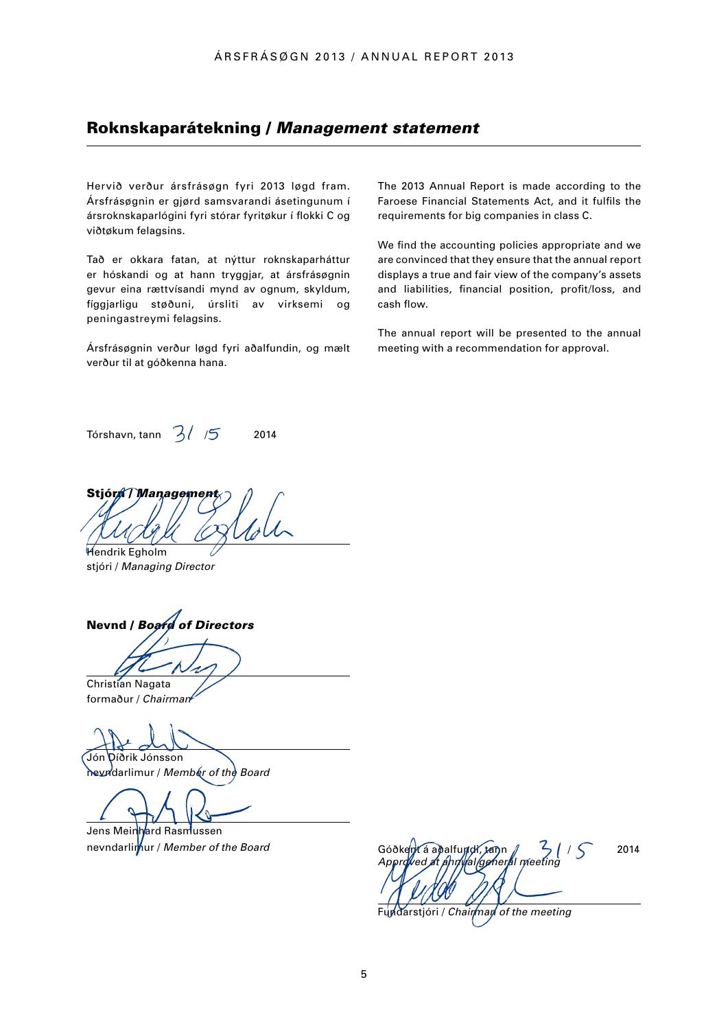## Rokn­skaparátekning / *Management statement*

Hervið verður ársfrásøgn fyri 2013 løgd fram. Ársfrásøgnin er gjørd samsvarandi ásetingunum í ársroknskaparlógini fyri stórar fyritøkur í flokki C og viðtøkum felagsins.

Tað er okkara fatan, at nýttur roknskaparháttur er hóskandi og at hann tryggjar, at ársfrásøgnin gevur eina rættvísandi mynd av ognum, skyldum, fíggjarligu støðuni, úrsliti av virksemi og peningastreymi felagsins.

Ársfrásøgnin verður løgd fyri aðalfundin, og mælt verður til at góðkenna hana.

The 2013 Annual Report is made according to the Faroese Financial Statements Act, and it fulfils the requirements for big companies in class C.

We find the accounting policies appropriate and we are convinced that they ensure that the annual report displays a true and fair view of the company's assets and liabilities, financial position, profit/loss, and cash flow.

The annual report will be presented to the annual meeting with a recommendation for approval.

Tórshavn, tann 31/5 2014

**Stjórn / *Management***

Hendrik Egholm
stjóri / *Managing Director*

**Nevnd / *Board of Directors***

Christian Nagata
formaður / *Chairman*

Jón Díðrik Jónsson
nevndarlimur / *Member of the Board*

Jens Meinhard Rasmussen
nevndarlimur / *Member of the Board*

Góðkent á aðalfundi, tann 31/5 2014
*Approved at annual general meeting*

Fundarstjóri / *Chairman of the meeting*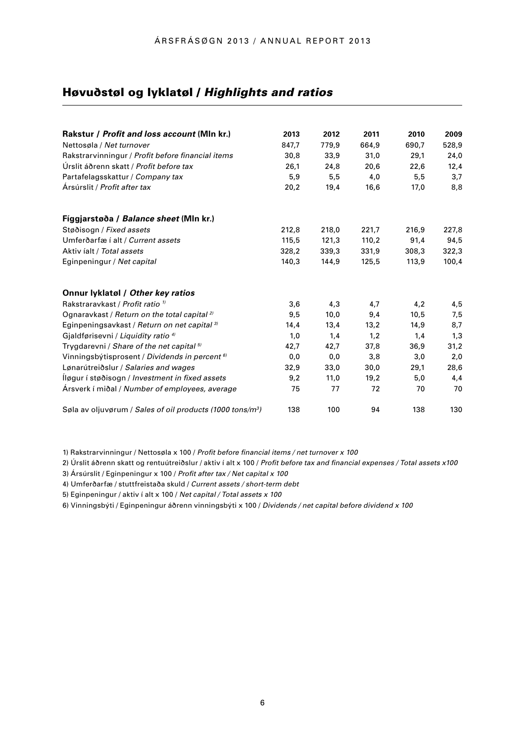## Høvuðstøl og lyklatøl / *Highlights and ratios*

| **Rakstur / *Profit and loss account* (Mln kr.)** | **2013** | **2012** | **2011** | **2010** | **2009** |
|---|---|---|---|---|---|
| Nettosøla / *Net turnover* | 847,7 | 779,9 | 664,9 | 690,7 | 528,9 |
| Rakstrarvinningur / *Profit before financial items* | 30,8 | 33,9 | 31,0 | 29,1 | 24,0 |
| Úrslit áðrenn skatt / *Profit before tax* | 26,1 | 24,8 | 20,6 | 22,6 | 12,4 |
| Partafelagsskattur / *Company tax* | 5,9 | 5,5 | 4,0 | 5,5 | 3,7 |
| Ársúrslit / *Profit after tax* | 20,2 | 19,4 | 16,6 | 17,0 | 8,8 |
| | | | | | |
| **Fíggjarstøða / *Balance sheet* (Mln kr.)** | | | | | |
| Støðisogn / *Fixed assets* | 212,8 | 218,0 | 221,7 | 216,9 | 227,8 |
| Umferðarfæ í alt / *Current assets* | 115,5 | 121,3 | 110,2 | 91,4 | 94,5 |
| Aktiv íalt / *Total assets* | 328,2 | 339,3 | 331,9 | 308,3 | 322,3 |
| Eginpeningur / *Net capital* | 140,3 | 144,9 | 125,5 | 113,9 | 100,4 |
| | | | | | |
| **Onnur lyklatøl / *Other key ratios*** | | | | | |
| Rakstraravkast / *Profit ratio* [1] | 3,6 | 4,3 | 4,7 | 4,2 | 4,5 |
| Ognaravkast / *Return on the total capital* [2] | 9,5 | 10,0 | 9,4 | 10,5 | 7,5 |
| Eginpeningsavkast / *Return on net capital* [3] | 14,4 | 13,4 | 13,2 | 14,9 | 8,7 |
| Gjaldførisevni / *Liquidity ratio* [4] | 1,0 | 1,4 | 1,2 | 1,4 | 1,3 |
| Trygdarevni / *Share of the net capital* [5] | 42,7 | 42,7 | 37,8 | 36,9 | 31,2 |
| Vinningsbýtisprosent / *Dividends in percent* [6] | 0,0 | 0,0 | 3,8 | 3,0 | 2,0 |
| Lønarútreiðslur / *Salaries and wages* | 32,9 | 33,0 | 30,0 | 29,1 | 28,6 |
| Íløgur í støðisogn / *Investment in fixed assets* | 9,2 | 11,0 | 19,2 | 5,0 | 4,4 |
| Ársverk í miðal / *Number of employees, average* | 75 | 77 | 72 | 70 | 70 |
| | | | | | |
| Søla av oljuvørum / *Sales of oil products (1000 tons/m³)* | 138 | 100 | 94 | 138 | 130 |

1) Rakstrarvinningur / Nettosøla x 100 / *Profit before financial items / net turnover x 100*

2) Úrslit áðrenn skatt og rentuútreiðslur / aktiv í alt x 100 / *Profit before tax and financial expenses / Total assets x100*

3) Ársúrslit / Eginpeningur x 100 / *Profit after tax / Net capital x 100*

4) Umferðarfæ / stuttfreistaða skuld / *Current assets / short-term debt*

5) Eginpeningur / aktiv í alt x 100 / *Net capital / Total assets x 100*

6) Vinningsbýti / Eginpeningur áðrenn vinningsbýti x 100 / *Dividends / net capital before dividend x 100*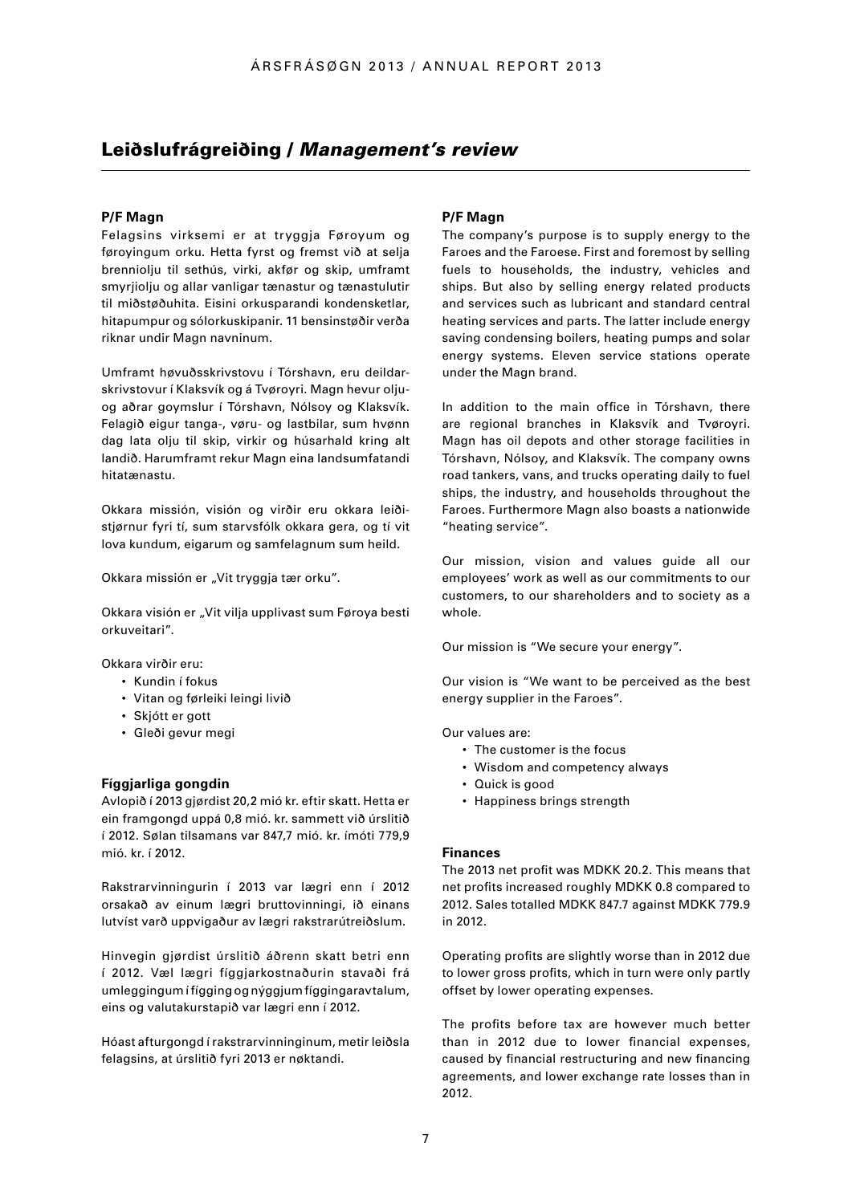## Leiðslufrágreiðing / *Management's review*

### P/F Magn

Felagsins virksemi er at tryggja Føroyum og føroyingum orku. Hetta fyrst og fremst við at selja brenniolju til sethús, virki, akfør og skip, umframt smyrjiolju og allar vanligar tænastur og tænastulutir til miðstøðuhita. Eisini orkusparandi kondensketlar, hitapumpur og sólorkuskipanir. 11 bensinstøðir verða riknar undir Magn navninum.

Umframt høvuðsskrivstovu í Tórshavn, eru deildarskrivstovur í Klaksvík og á Tvøroyri. Magn hevur oljuog aðrar goymslur í Tórshavn, Nólsoy og Klaksvík. Felagið eigur tanga-, vøru- og lastbilar, sum hvønn dag lata olju til skip, virkir og húsarhald kring alt landið. Harumframt rekur Magn eina landsumfatandi hitatænastu.

Okkara missión, visión og virðir eru okkara leiðistjørnur fyri tí, sum starvsfólk okkara gera, og tí vit lova kundum, eigarum og samfelagnum sum heild.

Okkara missión er „Vit tryggja tær orku".

Okkara visión er „Vit vilja upplivast sum Føroya besti orkuveitari".

Okkara virðir eru:

- Kundin í fokus
- Vitan og førleiki leingi livið
- Skjótt er gott
- Gleði gevur megi

### Fíggjarliga gongdin

Avlopið í 2013 gjørdist 20,2 mió kr. eftir skatt. Hetta er ein framgongd uppá 0,8 mió. kr. sammett við úrslitið í 2012. Sølan tilsamans var 847,7 mió. kr. ímóti 779,9 mió. kr. í 2012.

Rakstrarvinningurin í 2013 var lægri enn í 2012 orsakað av einum lægri bruttovinningi, ið einans lutvíst varð uppvigaður av lægri rakstrarútreiðslum.

Hinvegin gjørdist úrslitið áðrenn skatt betri enn í 2012. Væl lægri fíggjarkostnaðurin stavaði frá umleggingum í fígging og nýggjum fíggingaravtalum, eins og valutakurstapið var lægri enn í 2012.

Hóast afturgongd í rakstrarvinninginum, metir leiðsla felagsins, at úrslitið fyri 2013 er nøktandi.

### P/F Magn

The company's purpose is to supply energy to the Faroes and the Faroese. First and foremost by selling fuels to households, the industry, vehicles and ships. But also by selling energy related products and services such as lubricant and standard central heating services and parts. The latter include energy saving condensing boilers, heating pumps and solar energy systems. Eleven service stations operate under the Magn brand.

In addition to the main office in Tórshavn, there are regional branches in Klaksvík and Tvøroyri. Magn has oil depots and other storage facilities in Tórshavn, Nólsoy, and Klaksvík. The company owns road tankers, vans, and trucks operating daily to fuel ships, the industry, and households throughout the Faroes. Furthermore Magn also boasts a nationwide "heating service".

Our mission, vision and values guide all our employees' work as well as our commitments to our customers, to our shareholders and to society as a whole.

Our mission is "We secure your energy".

Our vision is "We want to be perceived as the best energy supplier in the Faroes".

Our values are:

- The customer is the focus
- Wisdom and competency always
- Quick is good
- Happiness brings strength

### Finances

The 2013 net profit was MDKK 20.2. This means that net profits increased roughly MDKK 0.8 compared to 2012. Sales totalled MDKK 847.7 against MDKK 779.9 in 2012.

Operating profits are slightly worse than in 2012 due to lower gross profits, which in turn were only partly offset by lower operating expenses.

The profits before tax are however much better than in 2012 due to lower financial expenses, caused by financial restructuring and new financing agreements, and lower exchange rate losses than in 2012.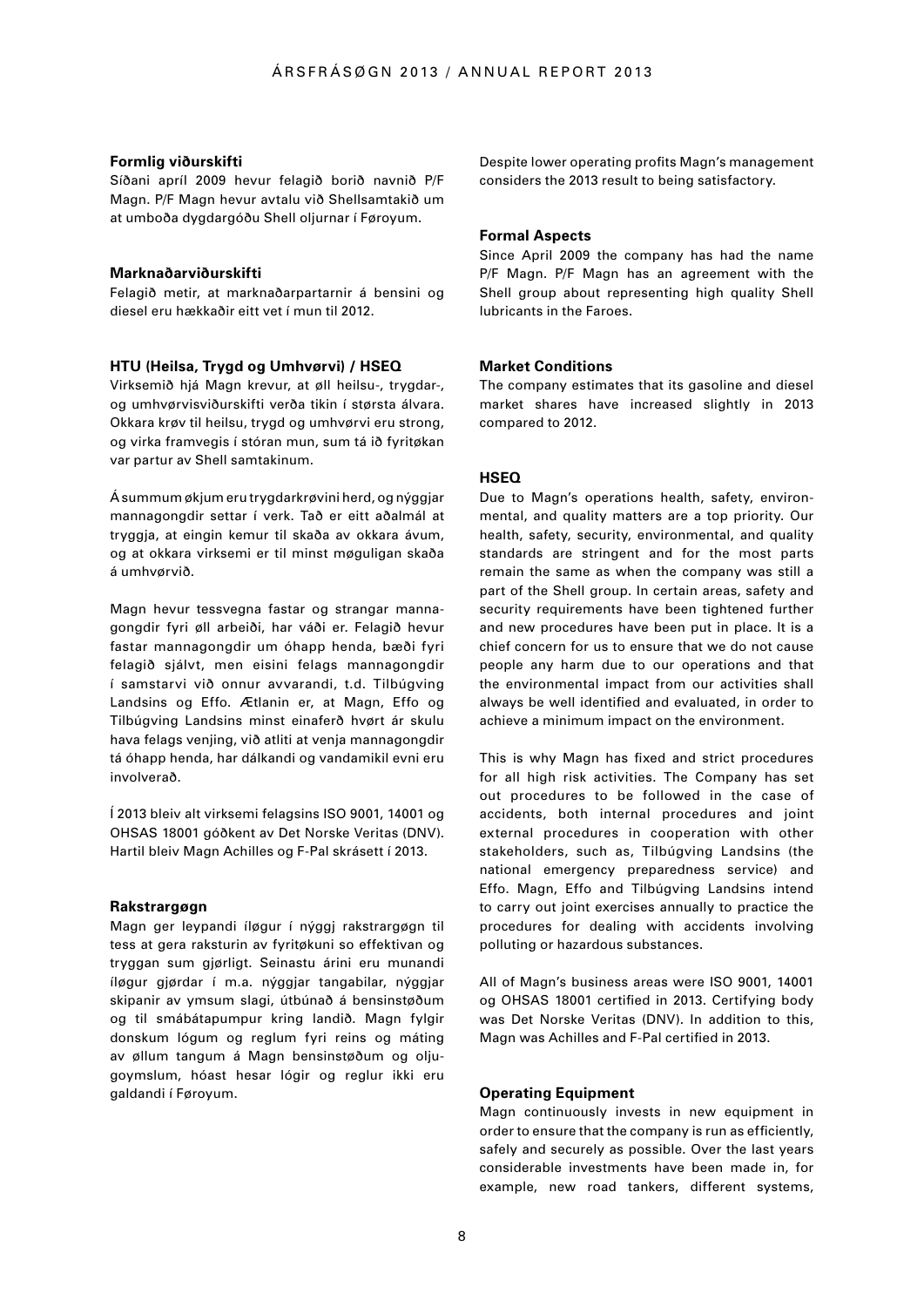### Formlig viðurskifti

Síðani apríl 2009 hevur felagið borið navnið P/F Magn. P/F Magn hevur avtalu við Shellsamtakið um at umboða dygdargóðu Shell oljurnar í Føroyum.

### Marknaðarviðurskifti

Felagið metir, at marknaðarpartarnir á bensini og diesel eru hækkaðir eitt vet í mun til 2012.

### HTU (Heilsa, Trygd og Umhvørvi) / HSEQ

Virksemið hjá Magn krevur, at øll heilsu-, trygdar-, og umhvørvisviðurskifti verða tikin í størsta álvara. Okkara krøv til heilsu, trygd og umhvørvi eru strong, og virka framvegis í stóran mun, sum tá ið fyritøkan var partur av Shell samtakinum.

Á summum økjum eru trygdarkrøvini herd, og nýggjar mannagongdir settar í verk. Tað er eitt aðalmál at tryggja, at eingin kemur til skaða av okkara ávum, og at okkara virksemi er til minst møguligan skaða á umhvørvið.

Magn hevur tessvegna fastar og strangar mannagongdir fyri øll arbeiði, har váði er. Felagið hevur fastar mannagongdir um óhapp henda, bæði fyri felagið sjálvt, men eisini felags mannagongdir í samstarvi við onnur avvarandi, t.d. Tilbúgving Landsins og Effo. Ætlanin er, at Magn, Effo og Tilbúgving Landsins minst einaferð hvørt ár skulu hava felags venjing, við atliti at venja mannagongdir tá óhapp henda, har dálkandi og vandamikil evni eru involverað.

Í 2013 bleiv alt virksemi felagsins ISO 9001, 14001 og OHSAS 18001 góðkent av Det Norske Veritas (DNV). Hartil bleiv Magn Achilles og F-Pal skrásett í 2013.

### Rakstrargøgn

Magn ger leypandi íløgur í nýggj rakstrargøgn til tess at gera raksturin av fyritøkuni so effektivan og tryggan sum gjørligt. Seinastu árini eru munandi íløgur gjørdar í m.a. nýggjar tangabilar, nýggjar skipanir av ymsum slagi, útbúnað á bensinstøðum og til smábátapumpur kring landið. Magn fylgir donskum lógum og reglum fyri reins og máting av øllum tangum á Magn bensinstøðum og oljugoymslum, hóast hesar lógir og reglur ikki eru galdandi í Føroyum.

Despite lower operating profits Magn's management considers the 2013 result to being satisfactory.

### Formal Aspects

Since April 2009 the company has had the name P/F Magn. P/F Magn has an agreement with the Shell group about representing high quality Shell lubricants in the Faroes.

### Market Conditions

The company estimates that its gasoline and diesel market shares have increased slightly in 2013 compared to 2012.

### HSEQ

Due to Magn's operations health, safety, environmental, and quality matters are a top priority. Our health, safety, security, environmental, and quality standards are stringent and for the most parts remain the same as when the company was still a part of the Shell group. In certain areas, safety and security requirements have been tightened further and new procedures have been put in place. It is a chief concern for us to ensure that we do not cause people any harm due to our operations and that the environmental impact from our activities shall always be well identified and evaluated, in order to achieve a minimum impact on the environment.

This is why Magn has fixed and strict procedures for all high risk activities. The Company has set out procedures to be followed in the case of accidents, both internal procedures and joint external procedures in cooperation with other stakeholders, such as, Tilbúgving Landsins (the national emergency preparedness service) and Effo. Magn, Effo and Tilbúgving Landsins intend to carry out joint exercises annually to practice the procedures for dealing with accidents involving polluting or hazardous substances.

All of Magn's business areas were ISO 9001, 14001 og OHSAS 18001 certified in 2013. Certifying body was Det Norske Veritas (DNV). In addition to this, Magn was Achilles and F-Pal certified in 2013.

### Operating Equipment

Magn continuously invests in new equipment in order to ensure that the company is run as efficiently, safely and securely as possible. Over the last years considerable investments have been made in, for example, new road tankers, different systems,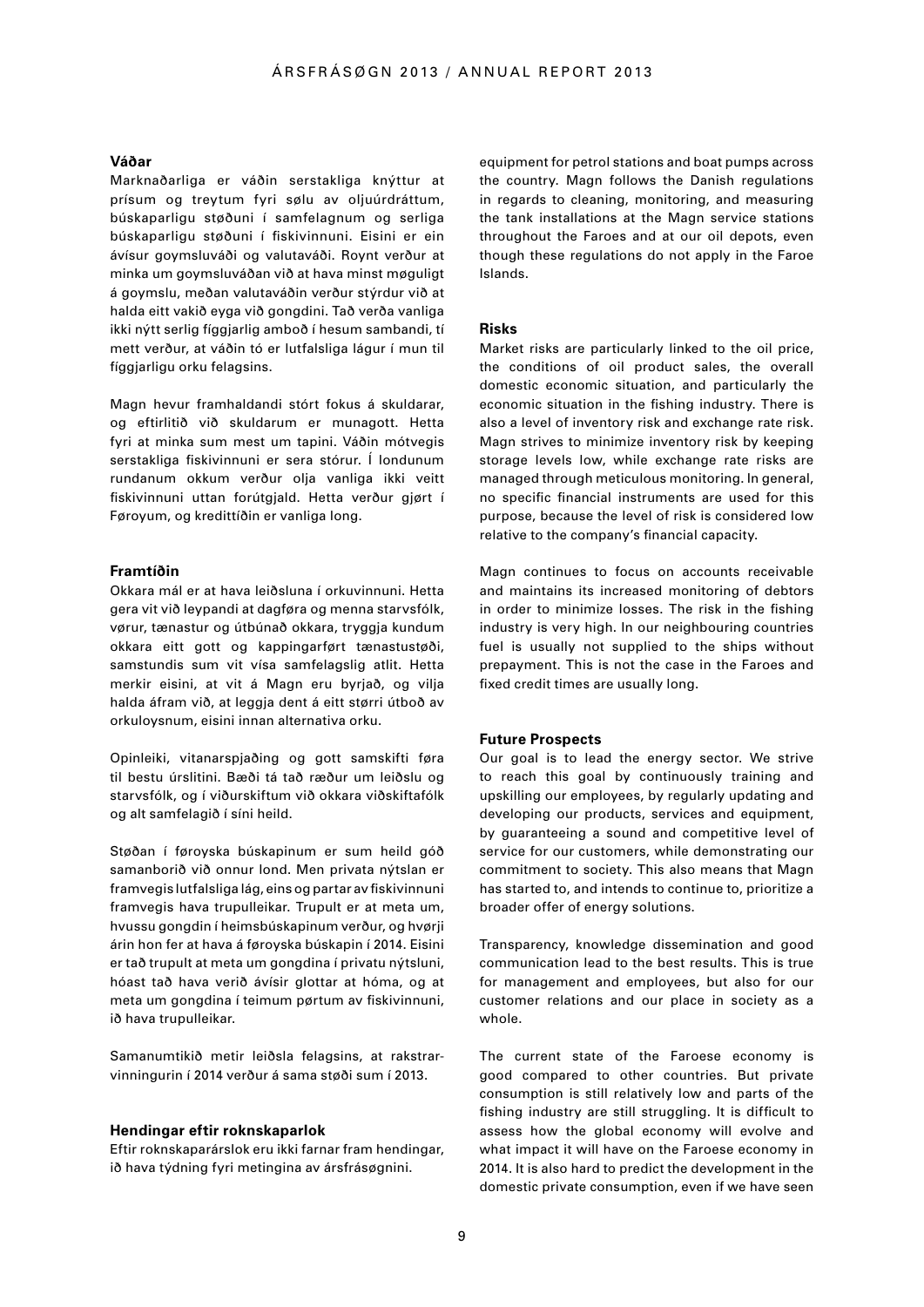### Váðar

Marknaðarliga er váðin serstakliga knýttur at prísum og treytum fyri sølu av oljuúrdráttum, búskaparligu støðuni í samfelagnum og serliga búskaparligu støðuni í fiskivinnuni. Eisini er ein ávísur goymsluváði og valutaváði. Roynt verður at minka um goymsluváðan við at hava minst møguligt á goymslu, meðan valutaváðin verður stýrdur við at halda eitt vakið eyga við gongdini. Tað verða vanliga ikki nýtt serlig fíggjarlig amboð í hesum sambandi, tí mett verður, at váðin tó er lutfalsliga lágur í mun til fíggjarligu orku felagsins.

Magn hevur framhaldandi stórt fokus á skuldarar, og eftirlitið við skuldarum er munagott. Hetta fyri at minka sum mest um tapini. Váðin mótvegis serstakliga fiskivinnuni er sera stórur. Í londunum rundanum okkum verður olja vanliga ikki veitt fiskivinnuni uttan forútgjald. Hetta verður gjørt í Føroyum, og kredittíðin er vanliga long.

### Framtíðin

Okkara mál er at hava leiðsluna í orkuvinnuni. Hetta gera vit við leypandi at dagføra og menna starvsfólk, vørur, tænastur og útbúnað okkara, tryggja kundum okkara eitt gott og kappingarført tænastustøði, samstundis sum vit vísa samfelagslig atlit. Hetta merkir eisini, at vit á Magn eru byrjað, og vilja halda áfram við, at leggja dent á eitt størri útboð av orkuloysnum, eisini innan alternativa orku.

Opinleiki, vitanarspjaðing og gott samskifti føra til bestu úrslitini. Bæði tá tað ræður um leiðslu og starvsfólk, og í viðurskiftum við okkara viðskiftafólk og alt samfelagið í síni heild.

Støðan í føroyska búskapinum er sum heild góð samanborið við onnur lond. Men privata nýtslan er framvegis lutfalsliga lág, eins og partar av fiskivinnuni framvegis hava trupulleikar. Trupult er at meta um, hvussu gongdin í heimsbúskapinum verður, og hvørji árin hon fer at hava á føroyska búskapin í 2014. Eisini er tað trupult at meta um gongdina í privatu nýtsluni, hóast tað hava verið ávísir glottar at hóma, og at meta um gongdina í teimum pørtum av fiskivinnuni, ið hava trupulleikar.

Samanumtikið metir leiðsla felagsins, at rakstrarvinningurin í 2014 verður á sama støði sum í 2013.

### Hendingar eftir roknskaparlok

Eftir roknskaparárslok eru ikki farnar fram hendingar, ið hava týdning fyri metingina av ársfrásøgnini.

equipment for petrol stations and boat pumps across the country. Magn follows the Danish regulations in regards to cleaning, monitoring, and measuring the tank installations at the Magn service stations throughout the Faroes and at our oil depots, even though these regulations do not apply in the Faroe Islands.

### Risks

Market risks are particularly linked to the oil price, the conditions of oil product sales, the overall domestic economic situation, and particularly the economic situation in the fishing industry. There is also a level of inventory risk and exchange rate risk. Magn strives to minimize inventory risk by keeping storage levels low, while exchange rate risks are managed through meticulous monitoring. In general, no specific financial instruments are used for this purpose, because the level of risk is considered low relative to the company's financial capacity.

Magn continues to focus on accounts receivable and maintains its increased monitoring of debtors in order to minimize losses. The risk in the fishing industry is very high. In our neighbouring countries fuel is usually not supplied to the ships without prepayment. This is not the case in the Faroes and fixed credit times are usually long.

### Future Prospects

Our goal is to lead the energy sector. We strive to reach this goal by continuously training and upskilling our employees, by regularly updating and developing our products, services and equipment, by guaranteeing a sound and competitive level of service for our customers, while demonstrating our commitment to society. This also means that Magn has started to, and intends to continue to, prioritize a broader offer of energy solutions.

Transparency, knowledge dissemination and good communication lead to the best results. This is true for management and employees, but also for our customer relations and our place in society as a whole.

The current state of the Faroese economy is good compared to other countries. But private consumption is still relatively low and parts of the fishing industry are still struggling. It is difficult to assess how the global economy will evolve and what impact it will have on the Faroese economy in 2014. It is also hard to predict the development in the domestic private consumption, even if we have seen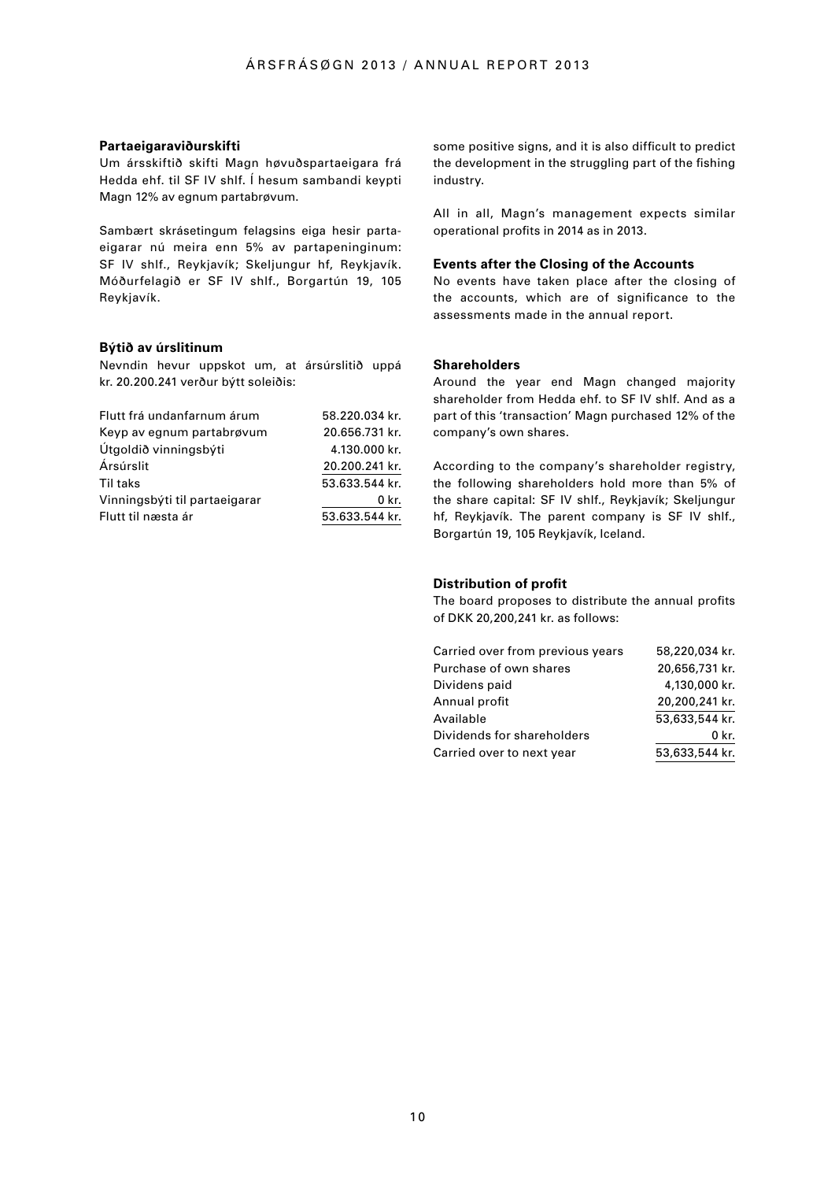### Partaeigaraviðurskifti

Um ársskiftið skifti Magn høvuðspartaeigara frá Hedda ehf. til SF IV shlf. Í hesum sambandi keypti Magn 12% av egnum partabrøvum.

Sambært skrásetingum felagsins eiga hesir partaeigarar nú meira enn 5% av partapeninginum: SF IV shlf., Reykjavík; Skeljungur hf, Reykjavík. Móðurfelagið er SF IV shlf., Borgartún 19, 105 Reykjavík.

### Býtið av úrslitinum

Nevndin hevur uppskot um, at ársúrslitið uppá kr. 20.200.241 verður býtt soleiðis:

| | |
|---|---|
| Flutt frá undanfarnum árum | 58.220.034 kr. |
| Keyp av egnum partabrøvum | 20.656.731 kr. |
| Útgoldið vinningsbýti | 4.130.000 kr. |
| Ársúrslit | 20.200.241 kr. |
| Til taks | 53.633.544 kr. |
| Vinningsbýti til partaeigarar | 0 kr. |
| Flutt til næsta ár | 53.633.544 kr. |

some positive signs, and it is also difficult to predict the development in the struggling part of the fishing industry.

All in all, Magn's management expects similar operational profits in 2014 as in 2013.

### Events after the Closing of the Accounts

No events have taken place after the closing of the accounts, which are of significance to the assessments made in the annual report.

### Shareholders

Around the year end Magn changed majority shareholder from Hedda ehf. to SF IV shlf. And as a part of this 'transaction' Magn purchased 12% of the company's own shares.

According to the company's shareholder registry, the following shareholders hold more than 5% of the share capital: SF IV shlf., Reykjavík; Skeljungur hf, Reykjavík. The parent company is SF IV shlf., Borgartún 19, 105 Reykjavík, Iceland.

### Distribution of profit

The board proposes to distribute the annual profits of DKK 20,200,241 kr. as follows:

| | |
|---|---|
| Carried over from previous years | 58,220,034 kr. |
| Purchase of own shares | 20,656,731 kr. |
| Dividens paid | 4,130,000 kr. |
| Annual profit | 20,200,241 kr. |
| Available | 53,633,544 kr. |
| Dividends for shareholders | 0 kr. |
| Carried over to next year | 53,633,544 kr. |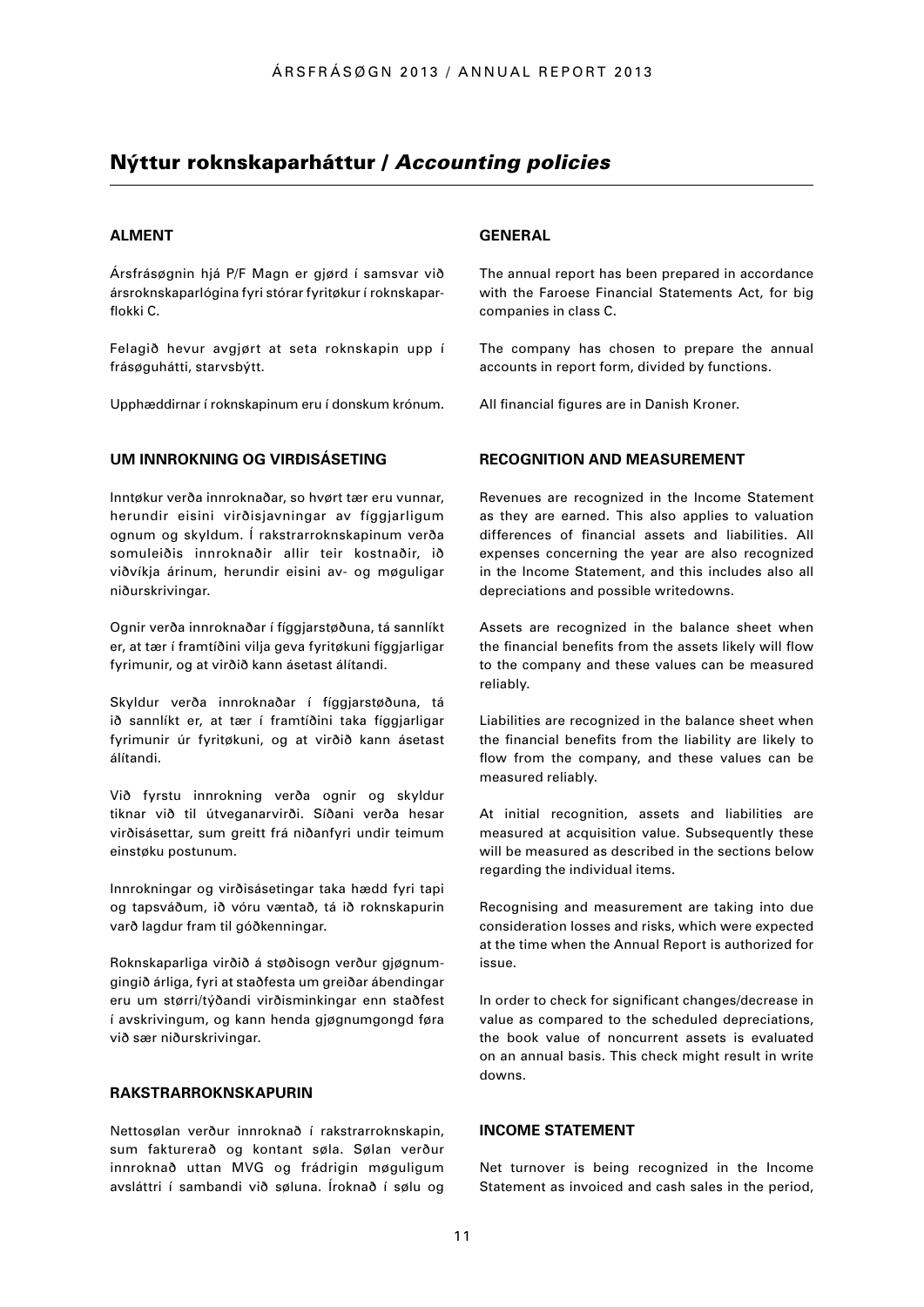# Nýttur roknskaparháttur / *Accounting policies*

## ALMENT

Ársfrásøgnin hjá P/F Magn er gjørd í samsvar við ársroknskaparlógina fyri stórar fyritøkur í roknskaparflokki C.

Felagið hevur avgjørt at seta roknskapin upp í frásøguhátti, starvsbýtt.

Upphæddirnar í roknskapinum eru í donskum krónum.

## UM INNROKNING OG VIRÐISÁSETING

Inntøkur verða innroknaðar, so hvørt tær eru vunnar, herundir eisini virðisjavningar av fíggjarligum ognum og skyldum. Í rakstrarroknskapinum verða somuleiðis innroknaðir allir teir kostnaðir, ið viðvíkja árinum, herundir eisini av- og møguligar niðurskrivingar.

Ognir verða innroknaðar í fíggjarstøðuna, tá sannlíkt er, at tær í framtíðini vilja geva fyritøkuni fíggjarligar fyrimunir, og at virðið kann ásetast álítandi.

Skyldur verða innroknaðar í fíggjarstøðuna, tá ið sannlíkt er, at tær í framtíðini taka fíggjarligar fyrimunir úr fyritøkuni, og at virðið kann ásetast álítandi.

Við fyrstu innrokning verða ognir og skyldur tiknar við til útveganarvirði. Síðani verða hesar virðisásettar, sum greitt frá niðanfyri undir teimum einstøku postunum.

Innrokningar og virðisásetingar taka hædd fyri tapi og tapsváðum, ið vóru væntað, tá ið roknskapurin varð lagdur fram til góðkenningar.

Roknskaparliga virðið á støðisogn verður gjøgnumgingið árliga, fyri at staðfesta um greiðar ábendingar eru um størri/týðandi virðisminkingar enn staðfest í avskrivingum, og kann henda gjøgnumgongd føra við sær niðurskrivingar.

## RAKSTRARROKNSKAPURIN

Nettosølan verður innroknað í rakstrarroknskapin, sum fakturerað og kontant søla. Sølan verður innroknað uttan MVG og frádrigin møguligum avsláttri í sambandi við søluna. Íroknað í sølu og

## GENERAL

The annual report has been prepared in accordance with the Faroese Financial Statements Act, for big companies in class C.

The company has chosen to prepare the annual accounts in report form, divided by functions.

All financial figures are in Danish Kroner.

## RECOGNITION AND MEASUREMENT

Revenues are recognized in the Income Statement as they are earned. This also applies to valuation differences of financial assets and liabilities. All expenses concerning the year are also recognized in the Income Statement, and this includes also all depreciations and possible writedowns.

Assets are recognized in the balance sheet when the financial benefits from the assets likely will flow to the company and these values can be measured reliably.

Liabilities are recognized in the balance sheet when the financial benefits from the liability are likely to flow from the company, and these values can be measured reliably.

At initial recognition, assets and liabilities are measured at acquisition value. Subsequently these will be measured as described in the sections below regarding the individual items.

Recognising and measurement are taking into due consideration losses and risks, which were expected at the time when the Annual Report is authorized for issue.

In order to check for significant changes/decrease in value as compared to the scheduled depreciations, the book value of noncurrent assets is evaluated on an annual basis. This check might result in write downs.

## INCOME STATEMENT

Net turnover is being recognized in the Income Statement as invoiced and cash sales in the period,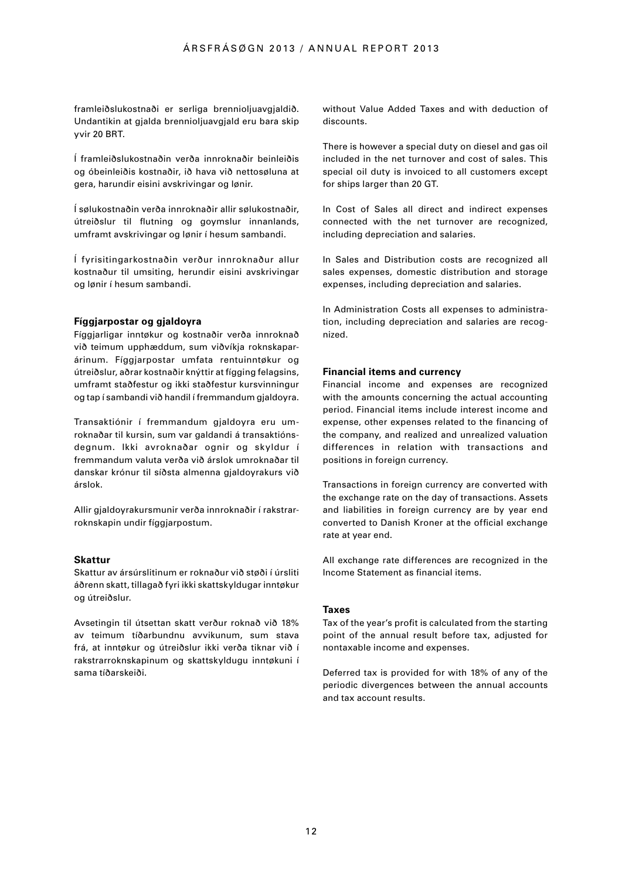framleiðslukostnaði er serliga brennioljuavgjaldið. Undantikin at gjalda brennioljuavgjald eru bara skip yvir 20 BRT.

Í framleiðslukostnaðin verða innroknaðir beinleiðis og óbeinleiðis kostnaðir, ið hava við nettosøluna at gera, harundir eisini avskrivingar og lønir.

Í sølukostnaðin verða innroknaðir allir sølukostnaðir, útreiðslur til flutning og goymslur innanlands, umframt avskrivingar og lønir í hesum sambandi.

Í fyrisitingarkostnaðin verður innroknaður allur kostnaður til umsiting, herundir eisini avskrivingar og lønir í hesum sambandi.

**Fíggjarpostar og gjaldoyra**

Fíggjarligar inntøkur og kostnaðir verða innroknað við teimum upphæddum, sum viðvíkja roknskapar­árinum. Fíggjarpostar umfata rentuinntøkur og útreiðslur, aðrar kostnaðir knýttir at fígging felagsins, umframt staðfestur og ikki staðfestur kursvinningur og tap í sambandi við handil í fremmandum gjaldoyra.

Transaktiónir í fremmandum gjaldoyra eru umroknaðar til kursin, sum var galdandi á transaktións­degnum. Ikki avroknaðar ognir og skyldur í fremmandum valuta verða við árslok umroknaðar til danskar krónur til síðsta almenna gjaldoyrakurs við árslok.

Allir gjaldoyrakursmunir verða innroknaðir í rakstrar­roknskapin undir fíggjarpostum.

**Skattur**

Skattur av ársúrslitinum er roknaður við støði í úrsliti áðrenn skatt, tillagað fyri ikki skattskyldugar inntøkur og útreiðslur.

Avsetingin til útsettan skatt verður roknað við 18% av teimum tíðarbundnu avvikunum, sum stava frá, at inntøkur og útreiðslur ikki verða tiknar við í rakstrarroknskapinum og skattskyldugu inntøkuni í sama tíðarskeiði.

without Value Added Taxes and with deduction of discounts.

There is however a special duty on diesel and gas oil included in the net turnover and cost of sales. This special oil duty is invoiced to all customers except for ships larger than 20 GT.

In Cost of Sales all direct and indirect expenses connected with the net turnover are recognized, including depreciation and salaries.

In Sales and Distribution costs are recognized all sales expenses, domestic distribution and storage expenses, including depreciation and salaries.

In Administration Costs all expenses to administration, including depreciation and salaries are recognized.

**Financial items and currency**

Financial income and expenses are recognized with the amounts concerning the actual accounting period. Financial items include interest income and expense, other expenses related to the financing of the company, and realized and unrealized valuation differences in relation with transactions and positions in foreign currency.

Transactions in foreign currency are converted with the exchange rate on the day of transactions. Assets and liabilities in foreign currency are by year end converted to Danish Kroner at the official exchange rate at year end.

All exchange rate differences are recognized in the Income Statement as financial items.

**Taxes**

Tax of the year's profit is calculated from the starting point of the annual result before tax, adjusted for nontaxable income and expenses.

Deferred tax is provided for with 18% of any of the periodic divergences between the annual accounts and tax account results.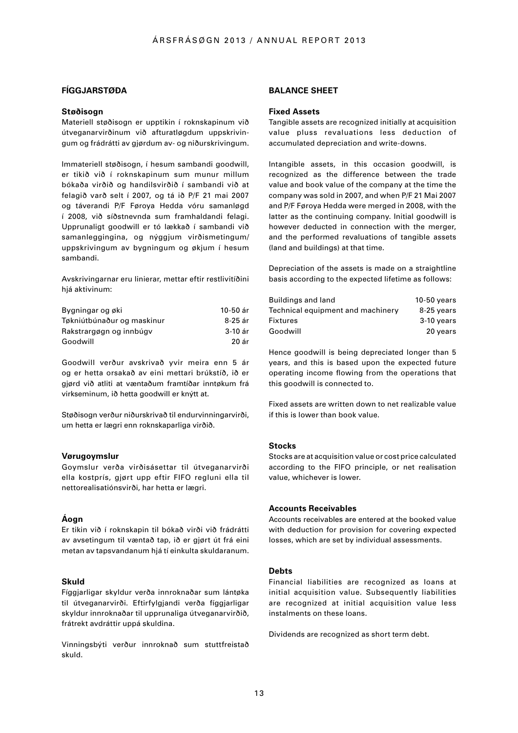## FÍGGJARSTØÐA

### Støðisogn

Materiell støðisogn er upptikin í roknskapinum við útveganarvirðinum við afturatløgdum uppskrivingum og frádrátti av gjørdum av- og niðurskrivingum.

Immateriell støðisogn, í hesum sambandi goodwill, er tikið við í roknskapinum sum munur millum bókaða virðið og handilsvirðið í sambandi við at felagið varð selt í 2007, og tá ið P/F 21 mai 2007 og táverandi P/F Føroya Hedda vóru samanløgd í 2008, við síðstnevnda sum framhaldandi felagi. Upprunaligt goodwill er tó lækkað í sambandi við samanleggingina, og nýggjum virðismetingum/uppskrivingum av bygningum og økjum í hesum sambandi.

Avskrivingarnar eru linierar, mettar eftir restlivitíðini hjá aktivinum:

| | |
|---|---|
| Bygningar og øki | 10-50 ár |
| Tøkniútbúnaður og maskinur | 8-25 ár |
| Rakstrargøgn og innbúgv | 3-10 ár |
| Goodwill | 20 ár |

Goodwill verður avskrivað yvir meira enn 5 ár og er hetta orsakað av eini mettari brúkstíð, ið er gjørd við atliti at væntaðum framtíðar inntøkum frá virkseminum, ið hetta goodwill er knýtt at.

Støðisogn verður niðurskrivað til endurvinningarvirði, um hetta er lægri enn roknskaparliga virðið.

### Vørugoymslur

Goymslur verða virðisásettar til útveganarvirði ella kostprís, gjørt upp eftir FIFO regluni ella til nettorealisatiónsvirði, har hetta er lægri.

### Áogn

Er tikin við í roknskapin til bókað virði við frádrátti av avsetingum til væntað tap, ið er gjørt út frá eini metan av tapsvandanum hjá tí einkulta skuldaranum.

### Skuld

Fíggjarligar skyldur verða innroknaðar sum lántøka til útveganarvirði. Eftirfylgjandi verða fíggjarligar skyldur innroknaðar til upprunaliga útveganarvirðið, frátrekt avdráttir uppá skuldina.

Vinningsbýti verður innroknað sum stuttfreistað skuld.

## BALANCE SHEET

### Fixed Assets

Tangible assets are recognized initially at acquisition value pluss revaluations less deduction of accumulated depreciation and write-downs.

Intangible assets, in this occasion goodwill, is recognized as the difference between the trade value and book value of the company at the time the company was sold in 2007, and when P/F 21 Mai 2007 and P/F Føroya Hedda were merged in 2008, with the latter as the continuing company. Initial goodwill is however deducted in connection with the merger, and the performed revaluations of tangible assets (land and buildings) at that time.

Depreciation of the assets is made on a straightline basis according to the expected lifetime as follows:

| | |
|---|---|
| Buildings and land | 10-50 years |
| Technical equipment and machinery | 8-25 years |
| Fixtures | 3-10 years |
| Goodwill | 20 years |

Hence goodwill is being depreciated longer than 5 years, and this is based upon the expected future operating income flowing from the operations that this goodwill is connected to.

Fixed assets are written down to net realizable value if this is lower than book value.

### Stocks

Stocks are at acquisition value or cost price calculated according to the FIFO principle, or net realisation value, whichever is lower.

### Accounts Receivables

Accounts receivables are entered at the booked value with deduction for provision for covering expected losses, which are set by individual assessments.

### Debts

Financial liabilities are recognized as loans at initial acquisition value. Subsequently liabilities are recognized at initial acquisition value less instalments on these loans.

Dividends are recognized as short term debt.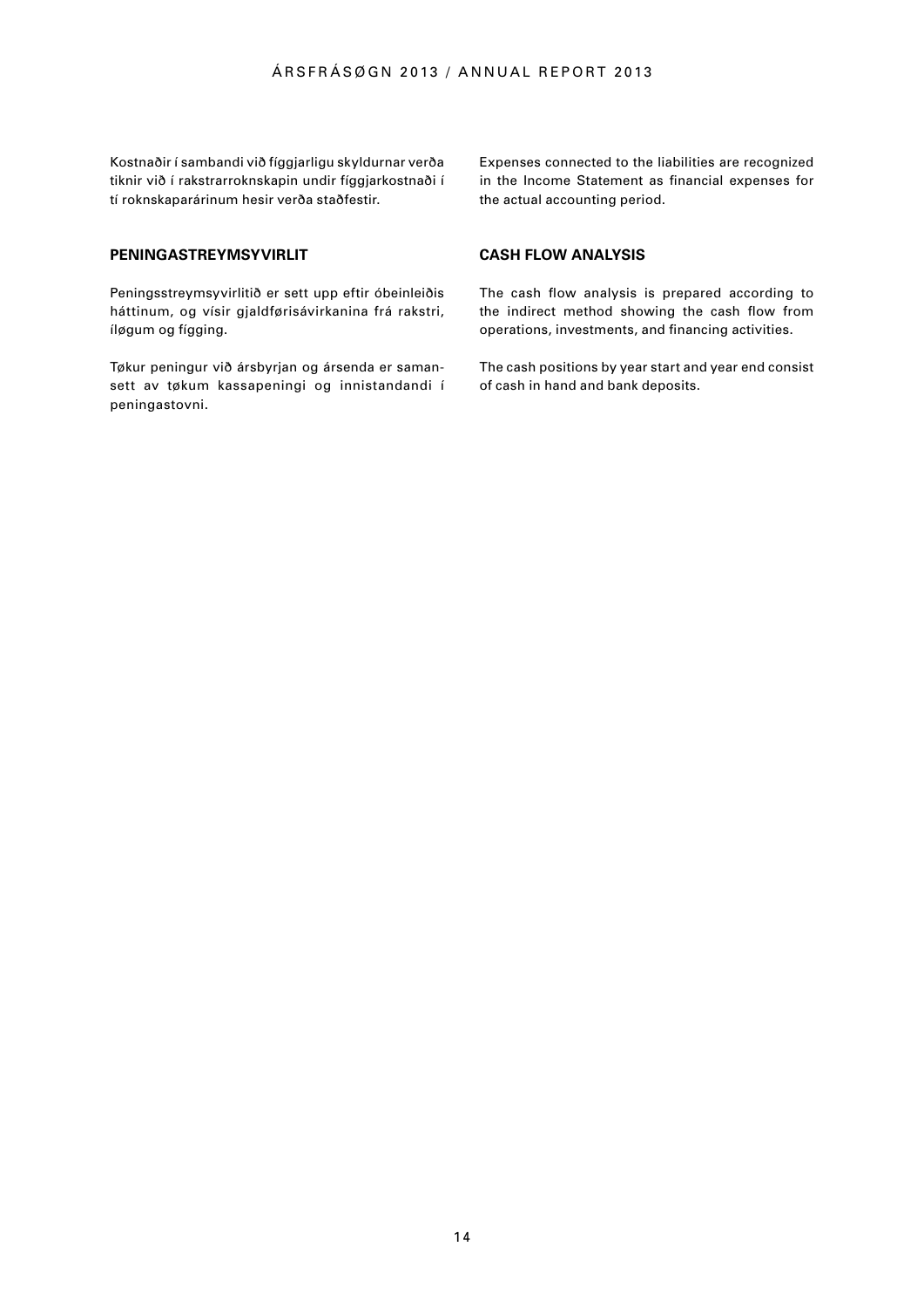Kostnaðir í sambandi við fíggjarligu skyldurnar verða tiknir við í rakstrarroknskapin undir fíggjarkostnaði í tí roknskaparárinum hesir verða staðfestir.

Expenses connected to the liabilities are recognized in the Income Statement as financial expenses for the actual accounting period.

## PENINGASTREYMSYVIRLIT

Peningsstreymsyvirlitið er sett upp eftir óbeinleiðis háttinum, og vísir gjaldførisávirkanina frá rakstri, íløgum og fígging.

Tøkur peningur við ársbyrjan og ársenda er samansett av tøkum kassapeningi og innistandandi í peningastovni.

## CASH FLOW ANALYSIS

The cash flow analysis is prepared according to the indirect method showing the cash flow from operations, investments, and financing activities.

The cash positions by year start and year end consist of cash in hand and bank deposits.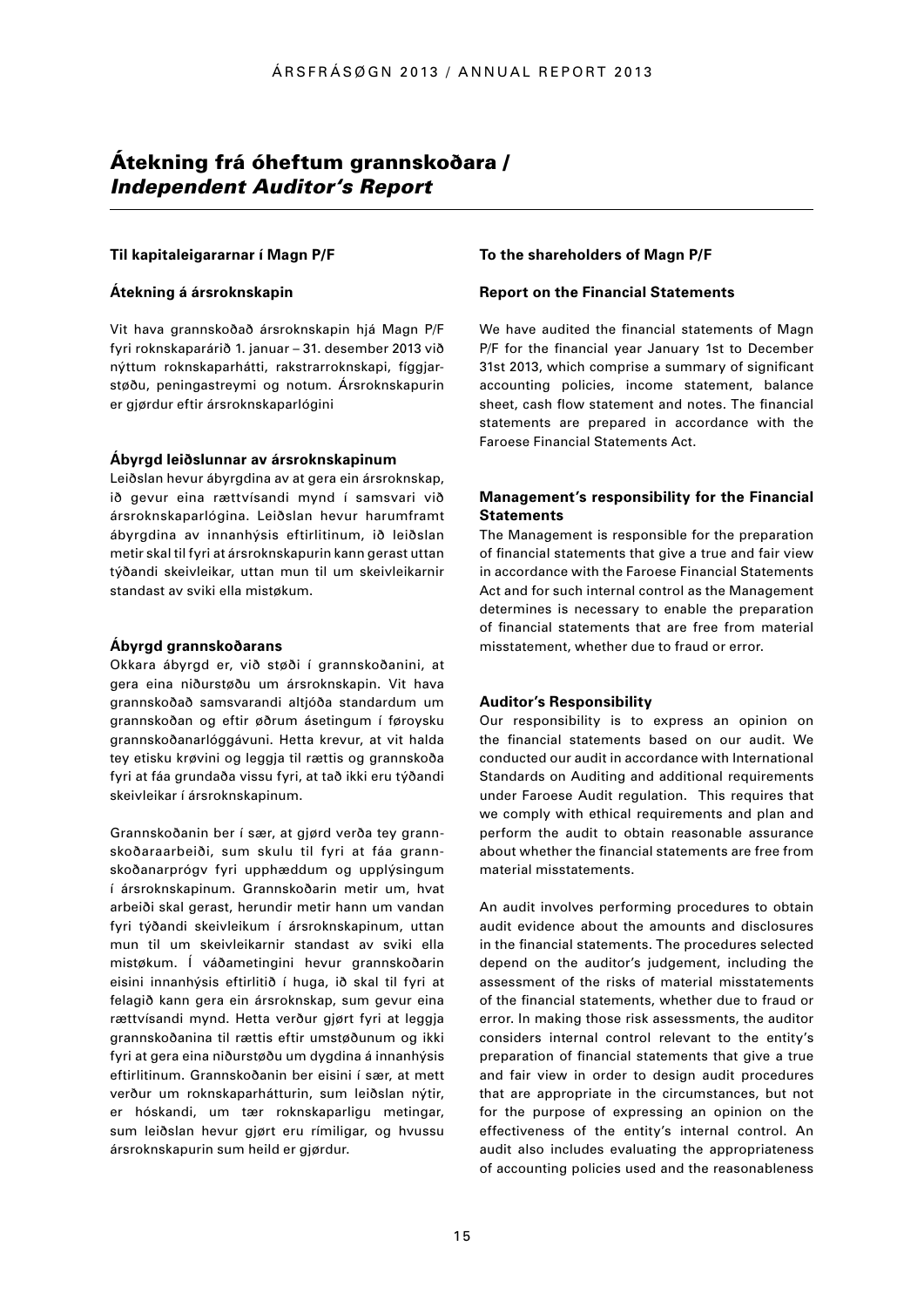# Átekning frá óheftum grannskoðara / *Independent Auditor's Report*

**Til kapitaleigararnar í Magn P/F**

**Átekning á ársroknskapin**

Vit hava grannskoðað ársroknskapin hjá Magn P/F fyri roknskaparárið 1. januar – 31. desember 2013 við nýttum roknskaparhátti, rakstrarroknskapi, fíggjarstøðu, peningastreymi og notum. Ársroknskapurin er gjørdur eftir ársroknskaparlógini

**Ábyrgd leiðslunnar av ársroknskapinum**

Leiðslan hevur ábyrgdina av at gera ein ársroknskap, ið gevur eina rættvísandi mynd í samsvari við ársroknskaparlógina. Leiðslan hevur harumframt ábyrgdina av innanhýsis eftirlitinum, ið leiðslan metir skal til fyri at ársroknskapurin kann gerast uttan týðandi skeivleikar, uttan mun til um skeivleikarnir standast av sviki ella mistøkum.

**Ábyrgd grannskoðarans**

Okkara ábyrgd er, við støði í grannskoðanini, at gera eina niðurstøðu um ársroknskapin. Vit hava grannskoðað samsvarandi altjóða standardum um grannskoðan og eftir øðrum ásetingum í føroysku grannskoðanarlóggávuni. Hetta krevur, at vit halda tey etisku krøvini og leggja til rættis og grannskoða fyri at fáa grundaða vissu fyri, at tað ikki eru týðandi skeivleikar í ársroknskapinum.

Grannskoðanin ber í sær, at gjørd verða tey grannskoðaraarbeiði, sum skulu til fyri at fáa grannskoðanarprógv fyri upphæddum og upplýsingum í ársroknskapinum. Grannskoðarin metir um, hvat arbeiði skal gerast, herundir metir hann um vandan fyri týðandi skeivleikum í ársroknskapinum, uttan mun til um skeivleikarnir standast av sviki ella mistøkum. Í váðametingini hevur grannskoðarin eisini innanhýsis eftirlitið í huga, ið skal til fyri at felagið kann gera ein ársroknskap, sum gevur eina rættvísandi mynd. Hetta verður gjørt fyri at leggja grannskoðanina til rættis eftir umstøðunum og ikki fyri at gera eina niðurstøðu um dygdina á innanhýsis eftirlitinum. Grannskoðanin ber eisini í sær, at mett verður um roknskaparhátturin, sum leiðslan nýtir, er hóskandi, um tær roknskaparligu metingar, sum leiðslan hevur gjørt eru rímiligar, og hvussu ársroknskapurin sum heild er gjørdur.

**To the shareholders of Magn P/F**

**Report on the Financial Statements**

We have audited the financial statements of Magn P/F for the financial year January 1st to December 31st 2013, which comprise a summary of significant accounting policies, income statement, balance sheet, cash flow statement and notes. The financial statements are prepared in accordance with the Faroese Financial Statements Act.

**Management's responsibility for the Financial Statements**

The Management is responsible for the preparation of financial statements that give a true and fair view in accordance with the Faroese Financial Statements Act and for such internal control as the Management determines is necessary to enable the preparation of financial statements that are free from material misstatement, whether due to fraud or error.

**Auditor's Responsibility**

Our responsibility is to express an opinion on the financial statements based on our audit. We conducted our audit in accordance with International Standards on Auditing and additional requirements under Faroese Audit regulation. This requires that we comply with ethical requirements and plan and perform the audit to obtain reasonable assurance about whether the financial statements are free from material misstatements.

An audit involves performing procedures to obtain audit evidence about the amounts and disclosures in the financial statements. The procedures selected depend on the auditor's judgement, including the assessment of the risks of material misstatements of the financial statements, whether due to fraud or error. In making those risk assessments, the auditor considers internal control relevant to the entity's preparation of financial statements that give a true and fair view in order to design audit procedures that are appropriate in the circumstances, but not for the purpose of expressing an opinion on the effectiveness of the entity's internal control. An audit also includes evaluating the appropriateness of accounting policies used and the reasonableness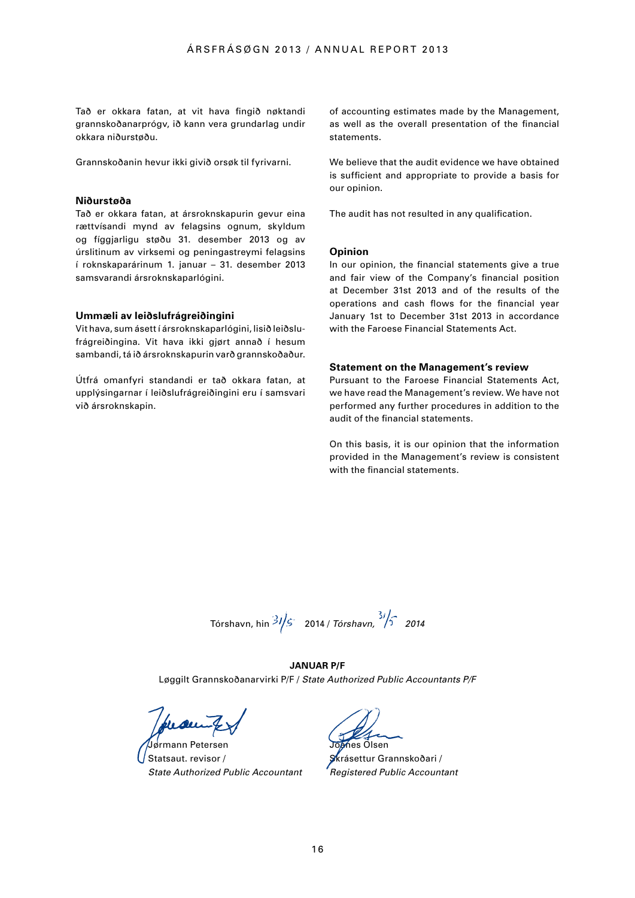Tað er okkara fatan, at vit hava fingið nøktandi grannskoðanarprógv, ið kann vera grundarlag undir okkara niðurstøðu.

Grannskoðanin hevur ikki givið orsøk til fyrivarni.

**Niðurstøða**

Tað er okkara fatan, at ársroknskapurin gevur eina rættvísandi mynd av felagsins ognum, skyldum og fíggjarligu støðu 31. desember 2013 og av úrslitinum av virksemi og peningastreymi felagsins í roknskaparárinum 1. januar – 31. desember 2013 samsvarandi ársroknskaparlógini.

**Ummæli av leiðslufrágreiðingini**

Vit hava, sum ásett í ársroknskaparlógini, lisið leiðslufrágreiðingina. Vit hava ikki gjørt annað í hesum sambandi, tá ið ársroknskapurin varð grannskoðaður.

Útfrá omanfyri standandi er tað okkara fatan, at upplýsingarnar í leiðslufrágreiðingini eru í samsvari við ársroknskapin.

of accounting estimates made by the Management, as well as the overall presentation of the financial statements.

We believe that the audit evidence we have obtained is sufficient and appropriate to provide a basis for our opinion.

The audit has not resulted in any qualification.

**Opinion**

In our opinion, the financial statements give a true and fair view of the Company's financial position at December 31st 2013 and of the results of the operations and cash flows for the financial year January 1st to December 31st 2013 in accordance with the Faroese Financial Statements Act.

**Statement on the Management's review**

Pursuant to the Faroese Financial Statements Act, we have read the Management's review. We have not performed any further procedures in addition to the audit of the financial statements.

On this basis, it is our opinion that the information provided in the Management's review is consistent with the financial statements.

Tórshavn, hin 31/5 2014 / *Tórshavn, 31/5 2014*

**JANUAR P/F**

Løggilt Grannskoðanarvirki P/F / *State Authorized Public Accountants P/F*

Jørmann Petersen
Statsaut. revisor /
*State Authorized Public Accountant*

Jóanes Olsen
Skrásettur Grannskoðari /
*Registered Public Accountant*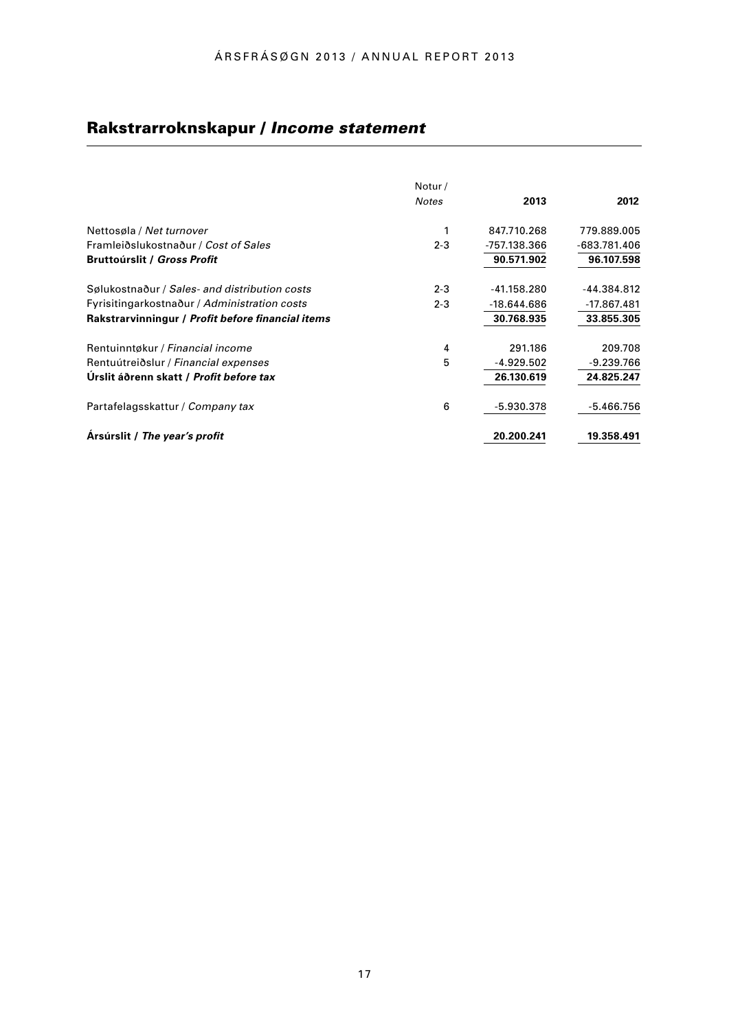## Rakstrarroknskapur / *Income statement*

| | Notur / *Notes* | 2013 | 2012 |
|---|---|---|---|
| Nettosøla / *Net turnover* | 1 | 847.710.268 | 779.889.005 |
| Framleiðslukostnaður / *Cost of Sales* | 2-3 | -757.138.366 | -683.781.406 |
| **Bruttoúrslit / *Gross Profit*** | | **90.571.902** | **96.107.598** |
| Sølukostnaður / *Sales- and distribution costs* | 2-3 | -41.158.280 | -44.384.812 |
| Fyrisitingarkostnaður / *Administration costs* | 2-3 | -18.644.686 | -17.867.481 |
| **Rakstrarvinningur / *Profit before financial items*** | | **30.768.935** | **33.855.305** |
| Rentuinntøkur / *Financial income* | 4 | 291.186 | 209.708 |
| Rentuútreiðslur / *Financial expenses* | 5 | -4.929.502 | -9.239.766 |
| **Úrslit áðrenn skatt / *Profit before tax*** | | **26.130.619** | **24.825.247** |
| Partafelagsskattur / *Company tax* | 6 | -5.930.378 | -5.466.756 |
| **Ársúrslit / *The year's profit*** | | **20.200.241** | **19.358.491** |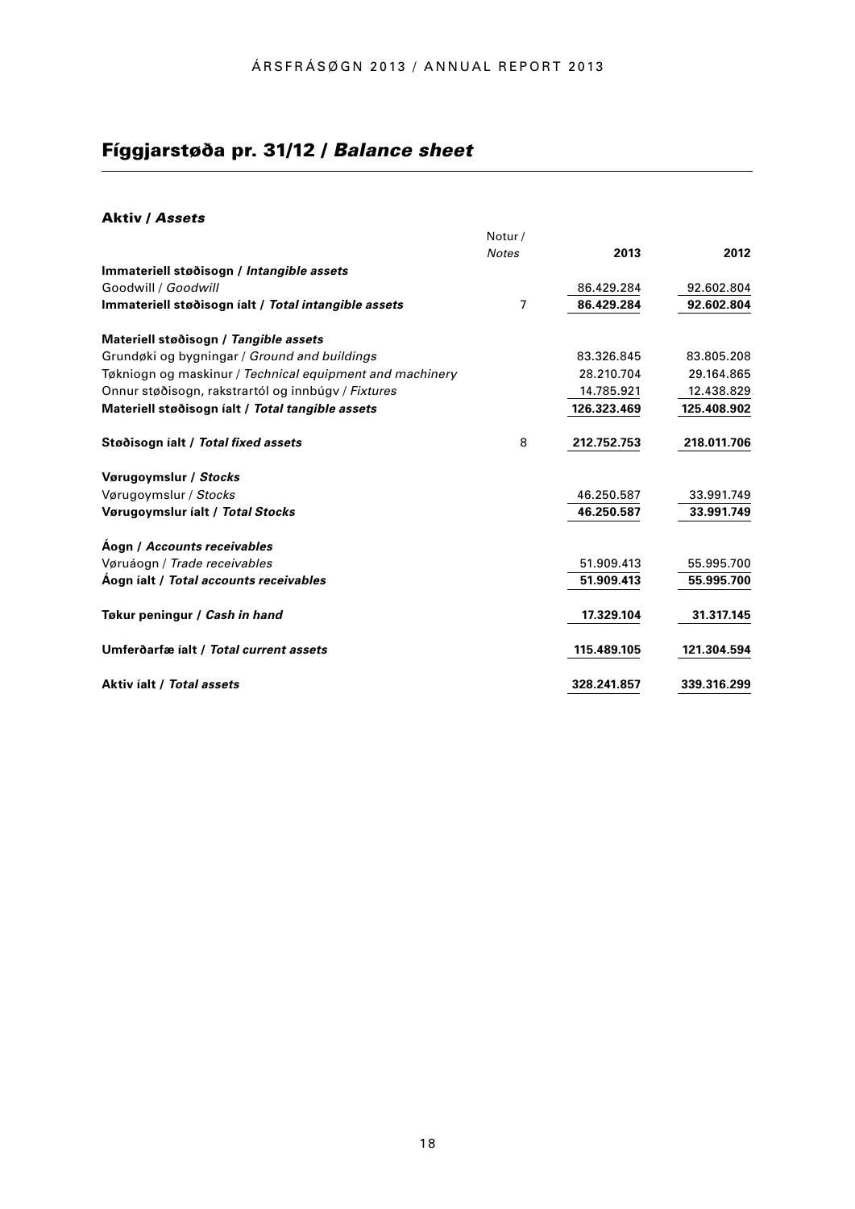# Fíggjarstøða pr. 31/12 / *Balance sheet*

## Aktiv / *Assets*

| | Notur / *Notes* | 2013 | 2012 |
|---|---|---|---|
| **Immateriell støðisogn / *Intangible assets*** | | | |
| Goodwill / *Goodwill* | | 86.429.284 | 92.602.804 |
| **Immateriell støðisogn íalt / *Total intangible assets*** | 7 | **86.429.284** | **92.602.804** |
| | | | |
| **Materiell støðisogn / *Tangible assets*** | | | |
| Grundøki og bygningar / *Ground and buildings* | | 83.326.845 | 83.805.208 |
| Tøkniogn og maskinur / *Technical equipment and machinery* | | 28.210.704 | 29.164.865 |
| Onnur støðisogn, rakstrartól og innbúgv / *Fixtures* | | 14.785.921 | 12.438.829 |
| **Materiell støðisogn íalt / *Total tangible assets*** | | **126.323.469** | **125.408.902** |
| | | | |
| **Støðisogn íalt / *Total fixed assets*** | 8 | **212.752.753** | **218.011.706** |
| | | | |
| **Vørugoymslur / *Stocks*** | | | |
| Vørugoymslur / *Stocks* | | 46.250.587 | 33.991.749 |
| **Vørugoymslur íalt / *Total Stocks*** | | **46.250.587** | **33.991.749** |
| | | | |
| **Áogn / *Accounts receivables*** | | | |
| Vøruáogn / *Trade receivables* | | 51.909.413 | 55.995.700 |
| **Áogn íalt / *Total accounts receivables*** | | **51.909.413** | **55.995.700** |
| | | | |
| **Tøkur peningur / *Cash in hand*** | | **17.329.104** | **31.317.145** |
| | | | |
| **Umferðarfæ íalt / *Total current assets*** | | **115.489.105** | **121.304.594** |
| | | | |
| **Aktiv íalt / *Total assets*** | | **328.241.857** | **339.316.299** |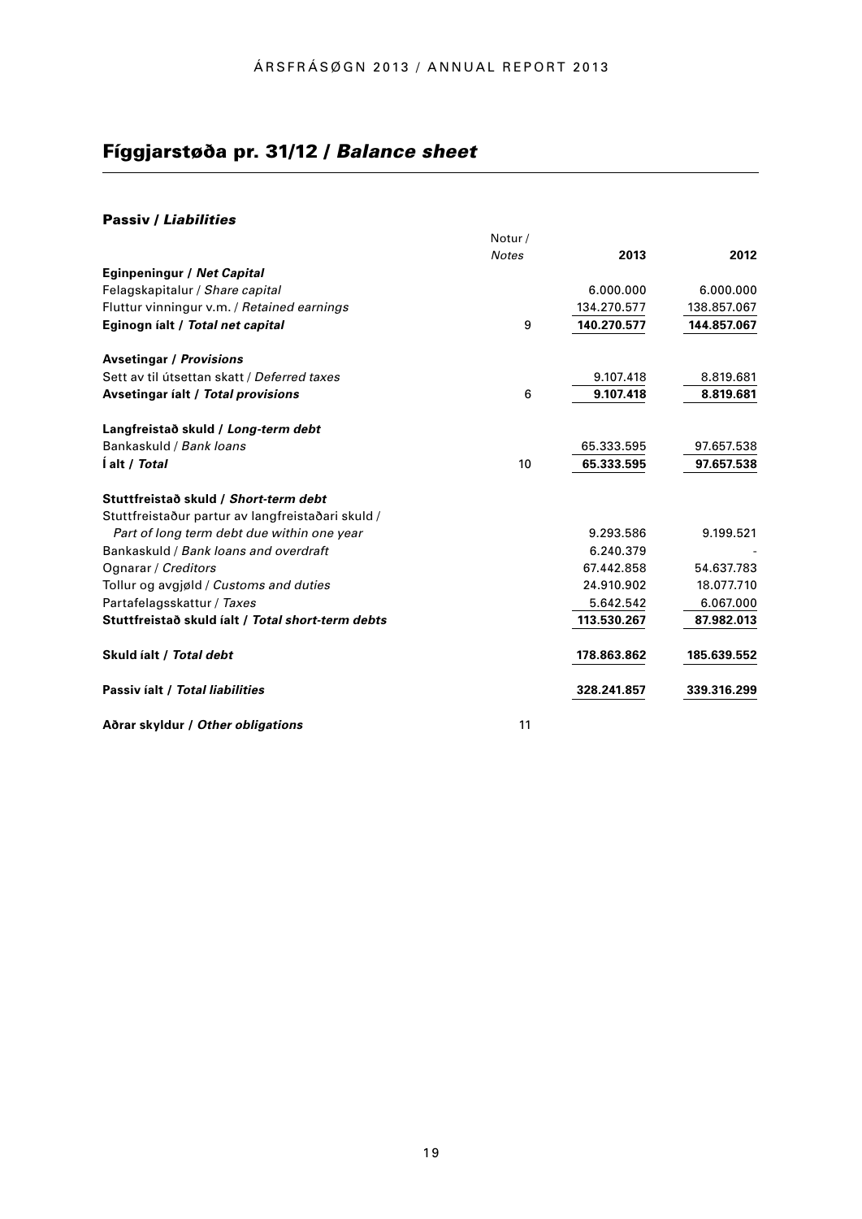## Fíggjarstøða pr. 31/12 / *Balance sheet*

### Passiv / *Liabilities*

| | Notur / *Notes* | 2013 | 2012 |
|---|---|---|---|
| **Eginpeningur / *Net Capital*** | | | |
| Felagskapitalur / *Share capital* | | 6.000.000 | 6.000.000 |
| Fluttur vinningur v.m. / *Retained earnings* | | 134.270.577 | 138.857.067 |
| **Eginogn íalt / *Total net capital*** | 9 | **140.270.577** | **144.857.067** |
| | | | |
| **Avsetingar / *Provisions*** | | | |
| Sett av til útsettan skatt / *Deferred taxes* | | 9.107.418 | 8.819.681 |
| **Avsetingar íalt / *Total provisions*** | 6 | **9.107.418** | **8.819.681** |
| | | | |
| **Langfreistað skuld / *Long-term debt*** | | | |
| Bankaskuld / *Bank loans* | | 65.333.595 | 97.657.538 |
| **Í alt / *Total*** | 10 | **65.333.595** | **97.657.538** |
| | | | |
| **Stuttfreistað skuld / *Short-term debt*** | | | |
| Stuttfreistaður partur av langfreistaðari skuld / *Part of long term debt due within one year* | | 9.293.586 | 9.199.521 |
| Bankaskuld / *Bank loans and overdraft* | | 6.240.379 | - |
| Ognarar / *Creditors* | | 67.442.858 | 54.637.783 |
| Tollur og avgjøld / *Customs and duties* | | 24.910.902 | 18.077.710 |
| Partafelagsskattur / *Taxes* | | 5.642.542 | 6.067.000 |
| **Stuttfreistað skuld íalt / *Total short-term debts*** | | **113.530.267** | **87.982.013** |
| | | | |
| **Skuld íalt / *Total debt*** | | **178.863.862** | **185.639.552** |
| | | | |
| **Passiv íalt / *Total liabilities*** | | **328.241.857** | **339.316.299** |
| | | | |
| **Aðrar skyldur / *Other obligations*** | 11 | | |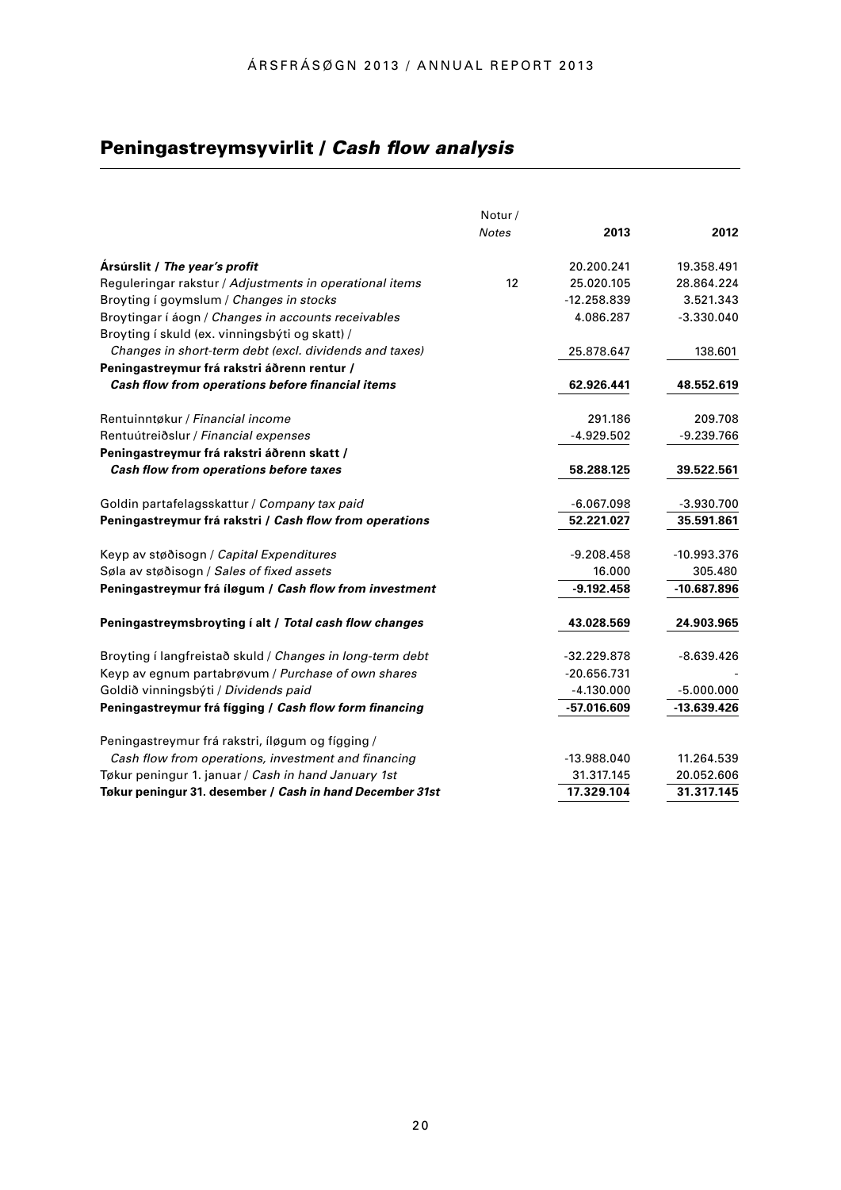## Peningastreymsyvirlit / *Cash flow analysis*

| | Notur / *Notes* | 2013 | 2012 |
|---|---|---|---|
| **Ársúrslit / *The year's profit*** | | 20.200.241 | 19.358.491 |
| Reguleringar rakstur / *Adjustments in operational items* | 12 | 25.020.105 | 28.864.224 |
| Broyting í goymslum / *Changes in stocks* | | -12.258.839 | 3.521.343 |
| Broytingar í áogn / *Changes in accounts receivables* | | 4.086.287 | -3.330.040 |
| Broyting í skuld (ex. vinningsbýti og skatt) / *Changes in short-term debt (excl. dividends and taxes)* | | 25.878.647 | 138.601 |
| **Peningastreymur frá rakstri áðrenn rentur / *Cash flow from operations before financial items*** | | **62.926.441** | **48.552.619** |
| Rentuinntøkur / *Financial income* | | 291.186 | 209.708 |
| Rentuútreiðslur / *Financial expenses* | | -4.929.502 | -9.239.766 |
| **Peningastreymur frá rakstri áðrenn skatt / *Cash flow from operations before taxes*** | | **58.288.125** | **39.522.561** |
| Goldin partafelagsskattur / *Company tax paid* | | -6.067.098 | -3.930.700 |
| **Peningastreymur frá rakstri / *Cash flow from operations*** | | **52.221.027** | **35.591.861** |
| Keyp av støðisogn / *Capital Expenditures* | | -9.208.458 | -10.993.376 |
| Søla av støðisogn / *Sales of fixed assets* | | 16.000 | 305.480 |
| **Peningastreymur frá íløgum / *Cash flow from investment*** | | **-9.192.458** | **-10.687.896** |
| **Peningastreymsbroyting í alt / *Total cash flow changes*** | | **43.028.569** | **24.903.965** |
| Broyting í langfreistað skuld / *Changes in long-term debt* | | -32.229.878 | -8.639.426 |
| Keyp av egnum partabrøvum / *Purchase of own shares* | | -20.656.731 | - |
| Goldið vinningsbýti / *Dividends paid* | | -4.130.000 | -5.000.000 |
| **Peningastreymur frá fígging / *Cash flow form financing*** | | **-57.016.609** | **-13.639.426** |
| Peningastreymur frá rakstri, íløgum og fígging / *Cash flow from operations, investment and financing* | | -13.988.040 | 11.264.539 |
| Tøkur peningur 1. januar / *Cash in hand January 1st* | | 31.317.145 | 20.052.606 |
| **Tøkur peningur 31. desember / *Cash in hand December 31st*** | | **17.329.104** | **31.317.145** |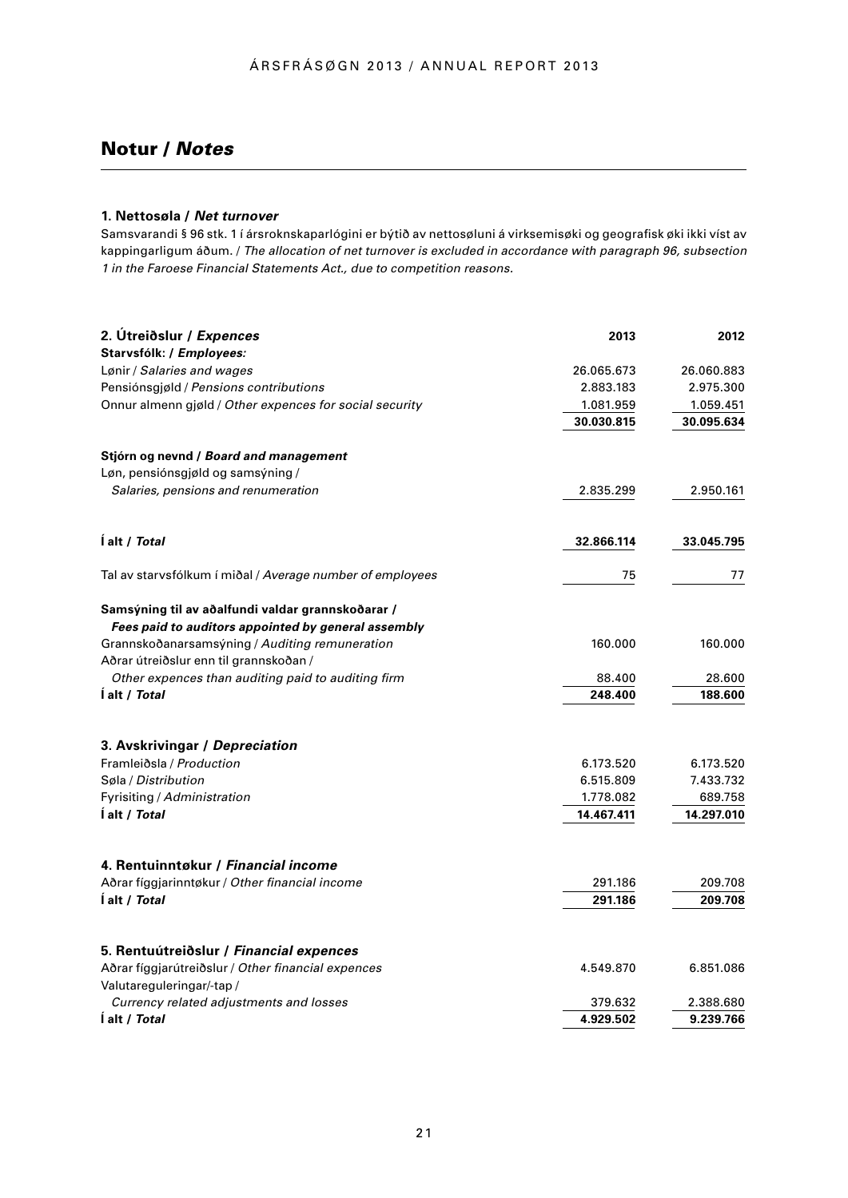# Notur / *Notes*

### 1. Nettosøla / *Net turnover*

Samsvarandi § 96 stk. 1 í ársroknskaparlógini er býtið av nettosøluni á virksemisøki og geografisk øki ikki víst av kappingarligum áðum. / *The allocation of net turnover is excluded in accordance with paragraph 96, subsection 1 in the Faroese Financial Statements Act., due to competition reasons.*

| **2. Útreiðslur / *Expences*** | **2013** | **2012** |
|---|---|---|
| **Starvsfólk: / *Employees:*** | | |
| Lønir / *Salaries and wages* | 26.065.673 | 26.060.883 |
| Pensiónsgjøld / *Pensions contributions* | 2.883.183 | 2.975.300 |
| Onnur almenn gjøld / *Other expences for social security* | 1.081.959 | 1.059.451 |
| | **30.030.815** | **30.095.634** |
| **Stjórn og nevnd / *Board and management*** | | |
| Løn, pensiónsgjøld og samsýning / *Salaries, pensions and renumeration* | 2.835.299 | 2.950.161 |
| **Í alt / *Total*** | **32.866.114** | **33.045.795** |
| Tal av starvsfólkum í miðal / *Average number of employees* | 75 | 77 |
| **Samsýning til av aðalfundi valdar grannskoðarar / *Fees paid to auditors appointed by general assembly*** | | |
| Grannskoðanarsamsýning / *Auditing remuneration* | 160.000 | 160.000 |
| Aðrar útreiðslur enn til grannskoðan / *Other expences than auditing paid to auditing firm* | 88.400 | 28.600 |
| **Í alt / *Total*** | **248.400** | **188.600** |

| **3. Avskrivingar / *Depreciation*** | | |
|---|---|---|
| Framleiðsla / *Production* | 6.173.520 | 6.173.520 |
| Søla / *Distribution* | 6.515.809 | 7.433.732 |
| Fyrisiting / *Administration* | 1.778.082 | 689.758 |
| **Í alt / *Total*** | **14.467.411** | **14.297.010** |

| **4. Rentuinntøkur / *Financial income*** | | |
|---|---|---|
| Aðrar fíggjarinntøkur / *Other financial income* | 291.186 | 209.708 |
| **Í alt / *Total*** | **291.186** | **209.708** |

| **5. Rentuútreiðslur / *Financial expences*** | | |
|---|---|---|
| Aðrar fíggjarútreiðslur / *Other financial expences* | 4.549.870 | 6.851.086 |
| Valutareguleringar/-tap / *Currency related adjustments and losses* | 379.632 | 2.388.680 |
| **Í alt / *Total*** | **4.929.502** | **9.239.766** |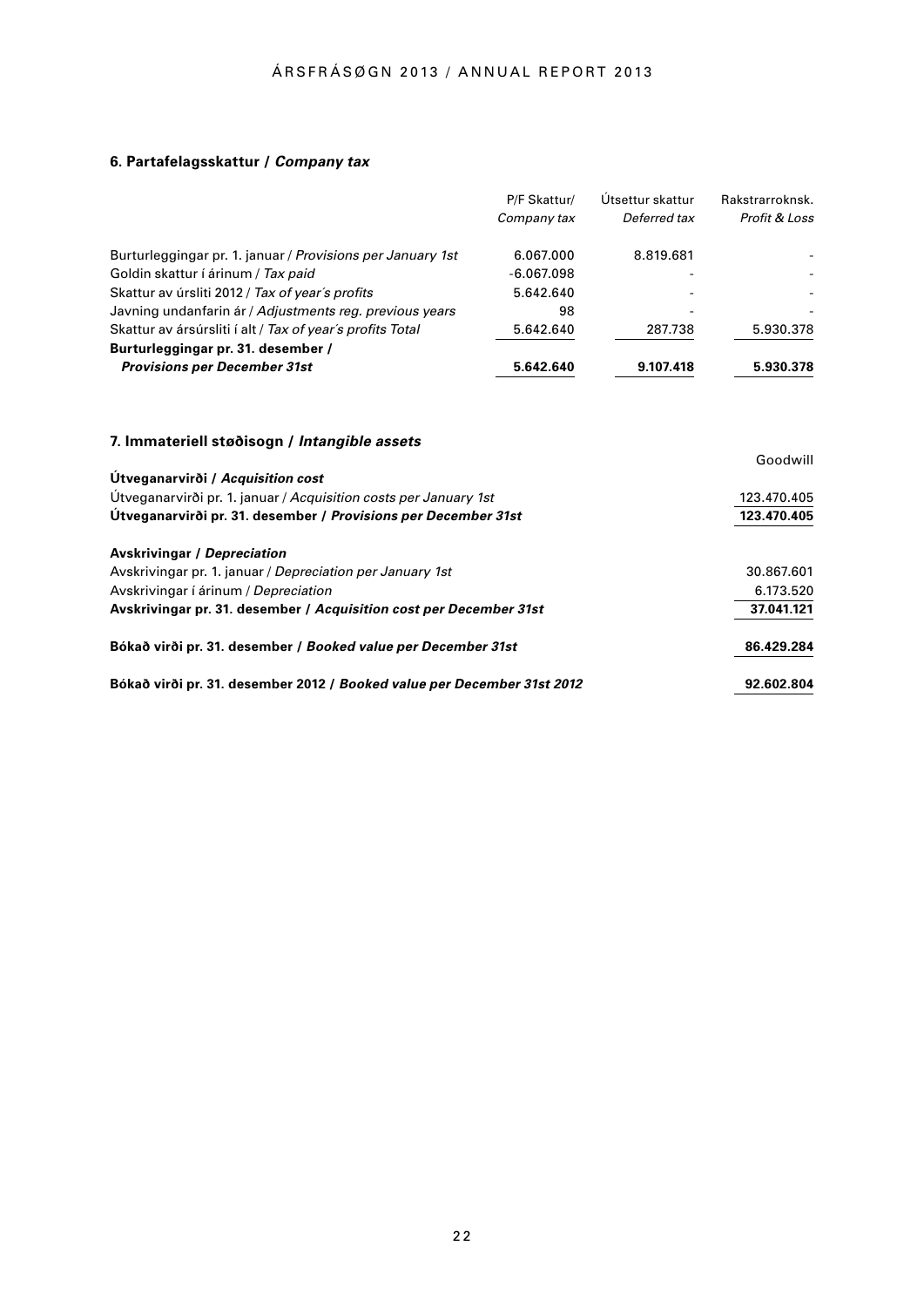## 6. Partafelagsskattur / *Company tax*

| | P/F Skattur/ *Company tax* | Útsettur skattur *Deferred tax* | Rakstrarroknsk. *Profit & Loss* |
|---|---|---|---|
| Burturleggingar pr. 1. januar / *Provisions per January 1st* | 6.067.000 | 8.819.681 | - |
| Goldin skattur í árinum / *Tax paid* | -6.067.098 | - | - |
| Skattur av úrsliti 2012 / *Tax of year´s profits* | 5.642.640 | - | - |
| Javning undanfarin ár / *Adjustments reg. previous years* | 98 | - | - |
| Skattur av ársúrsliti í alt / *Tax of year´s profits Total* | 5.642.640 | 287.738 | 5.930.378 |
| **Burturleggingar pr. 31. desember / *Provisions per December 31st*** | **5.642.640** | **9.107.418** | **5.930.378** |

## 7. Immateriell støðisogn / *Intangible assets*

| | Goodwill |
|---|---|
| **Útveganarvirði / *Acquisition cost*** | |
| Útveganarvirði pr. 1. januar / *Acquisition costs per January 1st* | 123.470.405 |
| **Útveganarvirði pr. 31. desember / *Provisions per December 31st*** | **123.470.405** |
| | |
| **Avskrivingar / *Depreciation*** | |
| Avskrivingar pr. 1. januar / *Depreciation per January 1st* | 30.867.601 |
| Avskrivingar í árinum / *Depreciation* | 6.173.520 |
| **Avskrivingar pr. 31. desember / *Acquisition cost per December 31st*** | **37.041.121** |
| | |
| **Bókað virði pr. 31. desember / *Booked value per December 31st*** | **86.429.284** |
| | |
| **Bókað virði pr. 31. desember 2012 / *Booked value per December 31st 2012*** | **92.602.804** |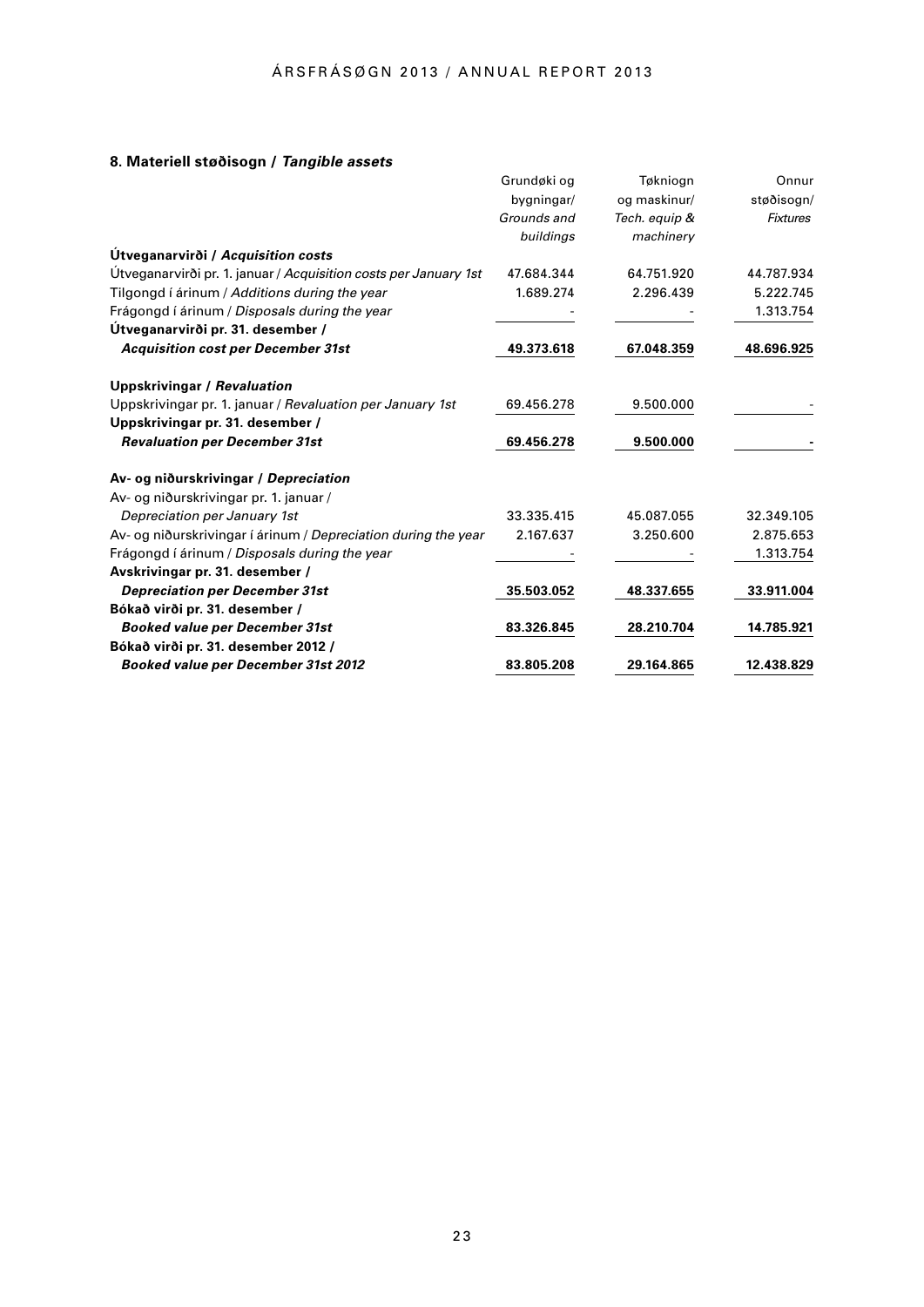## 8. Materiell støðisogn / *Tangible assets*

| | Grundøki og bygningar/ *Grounds and buildings* | Tøkniogn og maskinur/ *Tech. equip & machinery* | Onnur støðisogn/ *Fixtures* |
|---|---|---|---|
| **Útveganarvirði / *Acquisition costs*** | | | |
| Útveganarvirði pr. 1. januar / *Acquisition costs per January 1st* | 47.684.344 | 64.751.920 | 44.787.934 |
| Tilgongd í árinum / *Additions during the year* | 1.689.274 | 2.296.439 | 5.222.745 |
| Frágongd í árinum / *Disposals during the year* | - | - | 1.313.754 |
| **Útveganarvirði pr. 31. desember /** ***Acquisition cost per December 31st*** | **49.373.618** | **67.048.359** | **48.696.925** |
| **Uppskrivingar / *Revaluation*** | | | |
| Uppskrivingar pr. 1. januar / *Revaluation per January 1st* | 69.456.278 | 9.500.000 | - |
| **Uppskrivingar pr. 31. desember /** ***Revaluation per December 31st*** | **69.456.278** | **9.500.000** | **-** |
| **Av- og niðurskrivingar / *Depreciation*** | | | |
| Av- og niðurskrivingar pr. 1. januar / *Depreciation per January 1st* | 33.335.415 | 45.087.055 | 32.349.105 |
| Av- og niðurskrivingar í árinum / *Depreciation during the year* | 2.167.637 | 3.250.600 | 2.875.653 |
| Frágongd í árinum / *Disposals during the year* | - | - | 1.313.754 |
| **Avskrivingar pr. 31. desember /** ***Depreciation per December 31st*** | **35.503.052** | **48.337.655** | **33.911.004** |
| **Bókað virði pr. 31. desember /** ***Booked value per December 31st*** | **83.326.845** | **28.210.704** | **14.785.921** |
| **Bókað virði pr. 31. desember 2012 /** ***Booked value per December 31st 2012*** | **83.805.208** | **29.164.865** | **12.438.829** |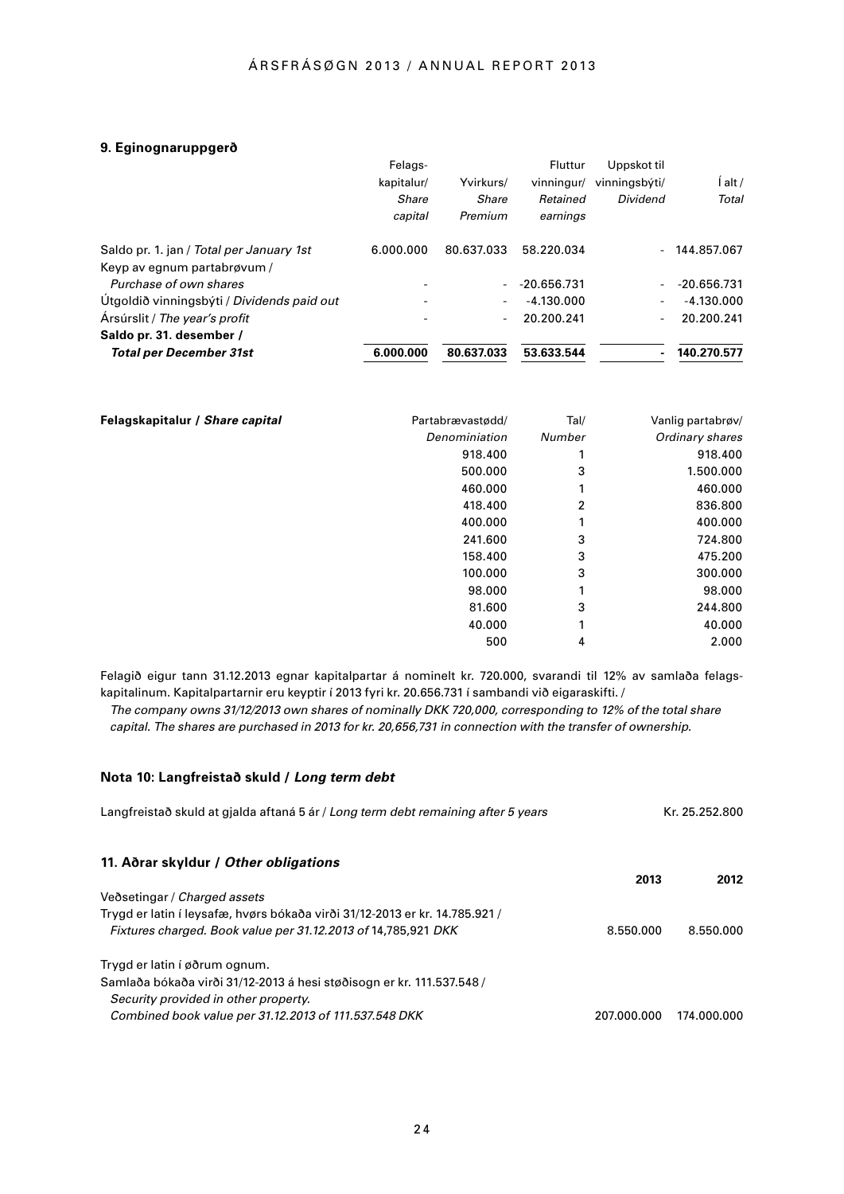### 9. Eginognaruppgerð

| | Felags-kapitalur/ *Share capital* | Yvirkurs/ *Share Premium* | Fluttur vinningur/ *Retained earnings* | Uppskot til vinningsbýti/ *Dividend* | Í alt / *Total* |
|---|---|---|---|---|---|
| Saldo pr. 1. jan / *Total per January 1st* | 6.000.000 | 80.637.033 | 58.220.034 | - | 144.857.067 |
| Keyp av egnum partabrøvum / *Purchase of own shares* | - | - | -20.656.731 | - | -20.656.731 |
| Útgoldið vinningsbýti / *Dividends paid out* | - | - | -4.130.000 | - | -4.130.000 |
| Ársúrslit / *The year's profit* | - | - | 20.200.241 | - | 20.200.241 |
| **Saldo pr. 31. desember / *Total per December 31st*** | **6.000.000** | **80.637.033** | **53.633.544** | **-** | **140.270.577** |

| **Felagskapitalur / *Share capital*** | Partabrævastødd/ *Denominiation* | Tal/ *Number* | Vanlig partabrøv/ *Ordinary shares* |
|---|---|---|---|
| | 918.400 | 1 | 918.400 |
| | 500.000 | 3 | 1.500.000 |
| | 460.000 | 1 | 460.000 |
| | 418.400 | 2 | 836.800 |
| | 400.000 | 1 | 400.000 |
| | 241.600 | 3 | 724.800 |
| | 158.400 | 3 | 475.200 |
| | 100.000 | 3 | 300.000 |
| | 98.000 | 1 | 98.000 |
| | 81.600 | 3 | 244.800 |
| | 40.000 | 1 | 40.000 |
| | 500 | 4 | 2.000 |

Felagið eigur tann 31.12.2013 egnar kapitalpartar á nominelt kr. 720.000, svarandi til 12% av samlaða felagskapitalinum. Kapitalpartarnir eru keyptir í 2013 fyri kr. 20.656.731 í sambandi við eigaraskifti. /
*The company owns 31/12/2013 own shares of nominally DKK 720,000, corresponding to 12% of the total share capital. The shares are purchased in 2013 for kr. 20,656,731 in connection with the transfer of ownership.*

### Nota 10: Langfreistað skuld / *Long term debt*

Langfreistað skuld at gjalda aftaná 5 ár / *Long term debt remaining after 5 years* — Kr. 25.252.800

### 11. Aðrar skyldur / *Other obligations*

| | 2013 | 2012 |
|---|---|---|
| Veðsetingar / *Charged assets* | | |
| Trygd er latin í leysafæ, hvørs bókaða virði 31/12-2013 er kr. 14.785.921 / *Fixtures charged. Book value per 31.12.2013 of* 14,785,921 *DKK* | 8.550.000 | 8.550.000 |
| Trygd er latin í øðrum ognum. Samlaða bókaða virði 31/12-2013 á hesi støðisogn er kr. 111.537.548 / *Security provided in other property. Combined book value per 31.12.2013 of 111.537.548 DKK* | 207.000.000 | 174.000.000 |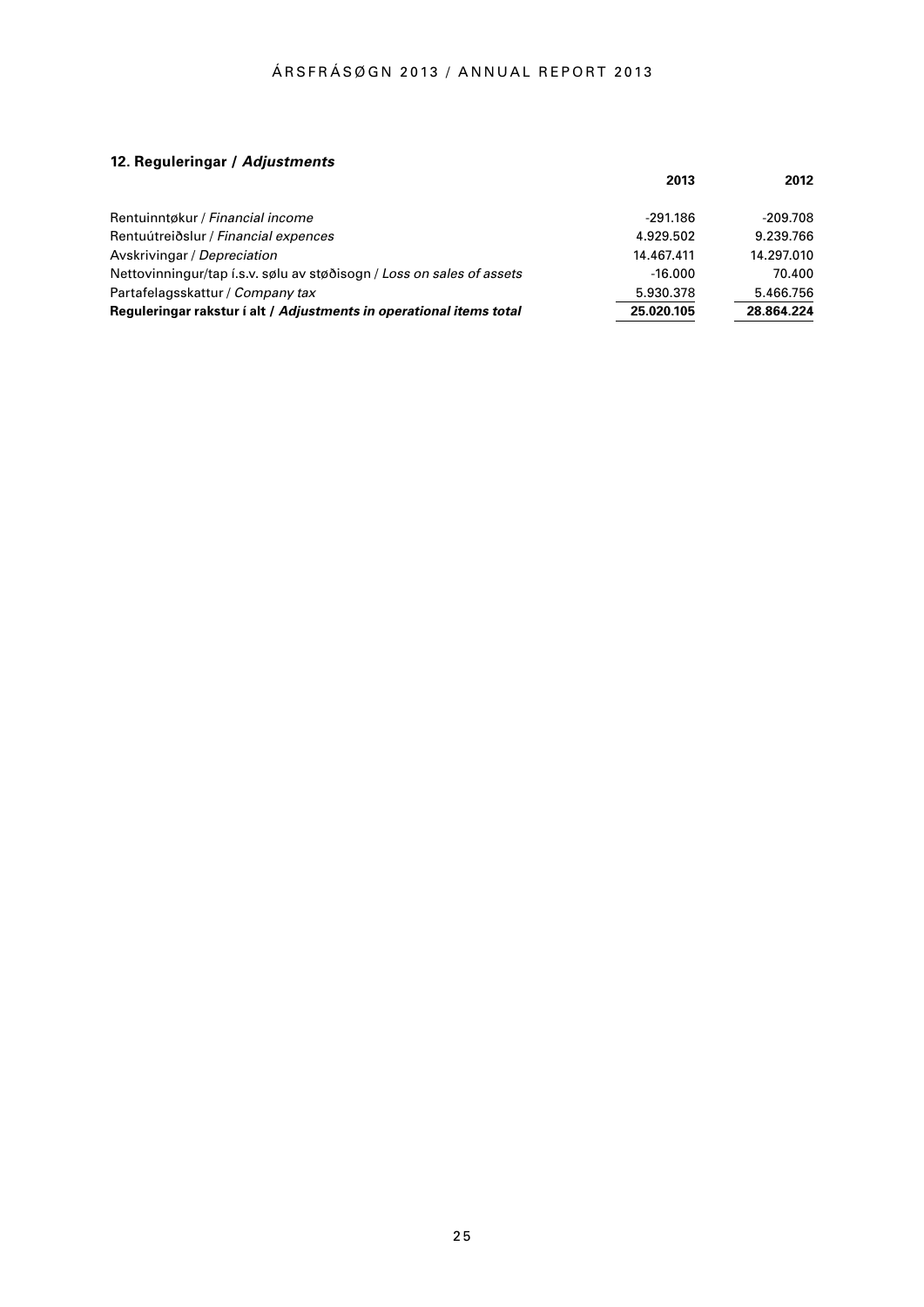## 12. Reguleringar / *Adjustments*

| | 2013 | 2012 |
|---|---|---|
| Rentuinntøkur / *Financial income* | -291.186 | -209.708 |
| Rentuútreiðslur / *Financial expences* | 4.929.502 | 9.239.766 |
| Avskrivingar / *Depreciation* | 14.467.411 | 14.297.010 |
| Nettovinningur/tap í.s.v. sølu av støðisogn / *Loss on sales of assets* | -16.000 | 70.400 |
| Partafelagsskattur / *Company tax* | 5.930.378 | 5.466.756 |
| **Reguleringar rakstur í alt / *Adjustments in operational items total*** | **25.020.105** | **28.864.224** |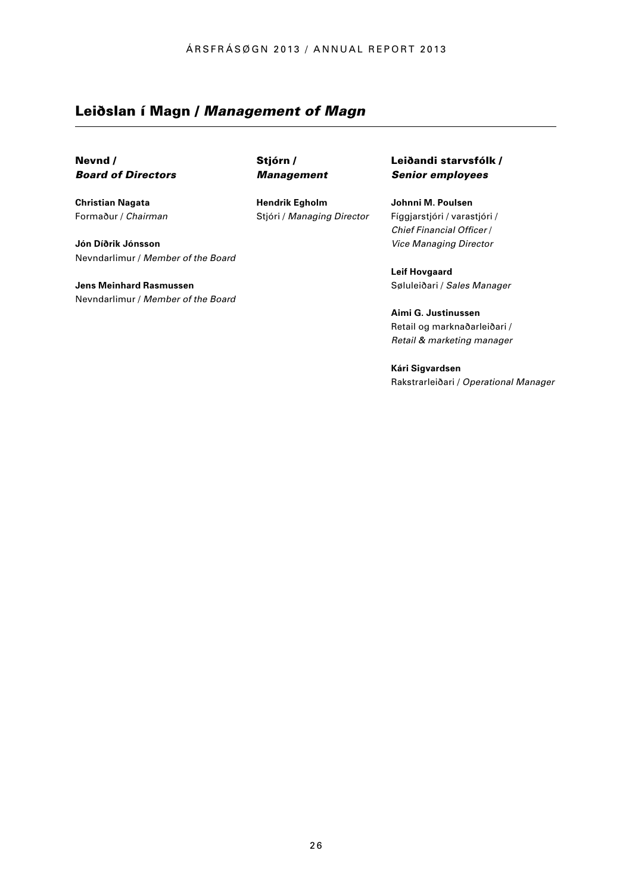## Leiðslan í Magn / *Management of Magn*

### Nevnd / *Board of Directors*

**Christian Nagata**
Formaður / *Chairman*

**Jón Díðrik Jónsson**
Nevndarlimur / *Member of the Board*

**Jens Meinhard Rasmussen**
Nevndarlimur / *Member of the Board*

### Stjórn / *Management*

**Hendrik Egholm**
Stjóri / *Managing Director*

### Leiðandi starvsfólk / *Senior employees*

**Johnni M. Poulsen**
Fíggjarstjóri / varastjóri /
*Chief Financial Officer /*
*Vice Managing Director*

**Leif Hovgaard**
Søluleiðari / *Sales Manager*

**Aimi G. Justinussen**
Retail og marknaðarleiðari /
*Retail & marketing manager*

**Kári Sigvardsen**
Rakstrarleiðari / *Operational Manager*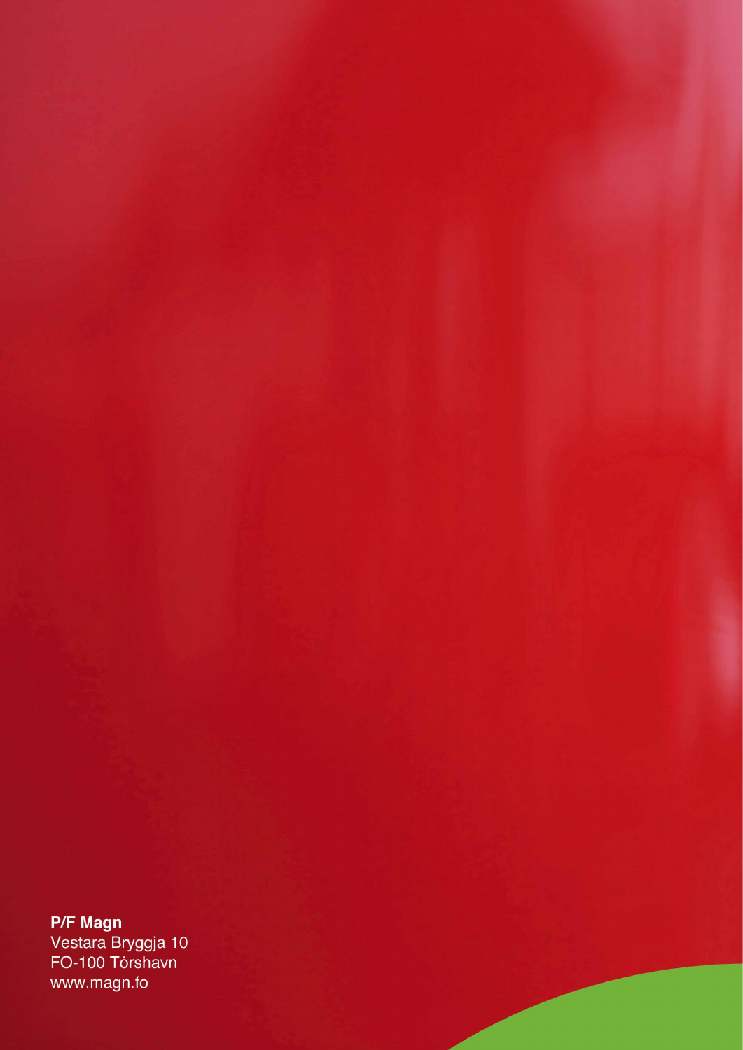**P/F Magn**
Vestara Bryggja 10
FO-100 Tórshavn
www.magn.fo